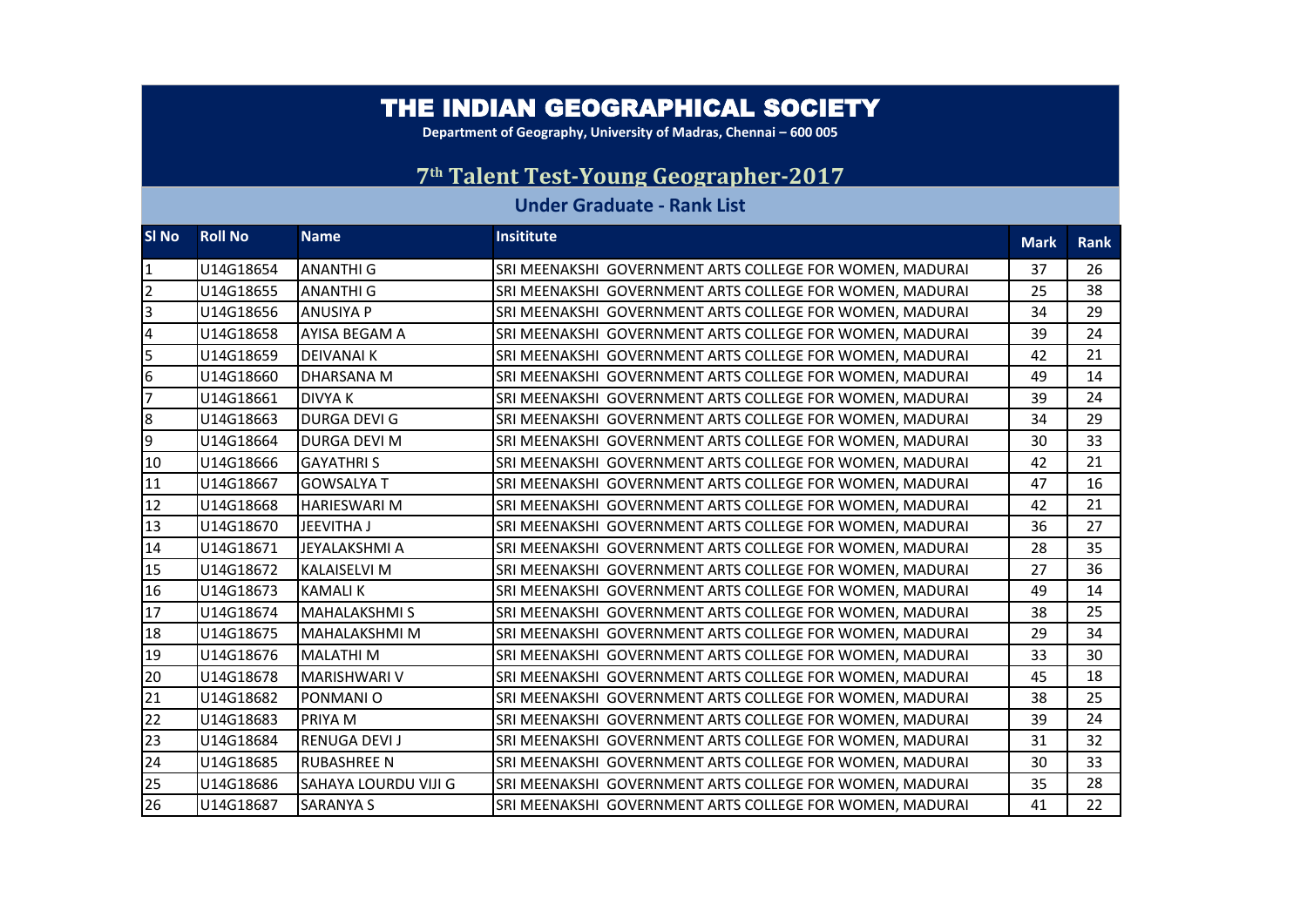# THE INDIAN GEOGRAPHICAL SOCIETY

**Department of Geography, University of Madras, Chennai – 600 005**

## 7th Talent Test-Young Geographer-2017

### Under Graduate - Rank List

| Sl No | Roll No | Name | Insititute | Mark | Rank |
|---|---|---|---|---|---|
| 1 | U14G18654 | ANANTHI G | SRI MEENAKSHI GOVERNMENT ARTS COLLEGE FOR WOMEN, MADURAI | 37 | 26 |
| 2 | U14G18655 | ANANTHI G | SRI MEENAKSHI GOVERNMENT ARTS COLLEGE FOR WOMEN, MADURAI | 25 | 38 |
| 3 | U14G18656 | ANUSIYA P | SRI MEENAKSHI GOVERNMENT ARTS COLLEGE FOR WOMEN, MADURAI | 34 | 29 |
| 4 | U14G18658 | AYISA BEGAM A | SRI MEENAKSHI GOVERNMENT ARTS COLLEGE FOR WOMEN, MADURAI | 39 | 24 |
| 5 | U14G18659 | DEIVANAI K | SRI MEENAKSHI GOVERNMENT ARTS COLLEGE FOR WOMEN, MADURAI | 42 | 21 |
| 6 | U14G18660 | DHARSANA M | SRI MEENAKSHI GOVERNMENT ARTS COLLEGE FOR WOMEN, MADURAI | 49 | 14 |
| 7 | U14G18661 | DIVYA K | SRI MEENAKSHI GOVERNMENT ARTS COLLEGE FOR WOMEN, MADURAI | 39 | 24 |
| 8 | U14G18663 | DURGA DEVI G | SRI MEENAKSHI GOVERNMENT ARTS COLLEGE FOR WOMEN, MADURAI | 34 | 29 |
| 9 | U14G18664 | DURGA DEVI M | SRI MEENAKSHI GOVERNMENT ARTS COLLEGE FOR WOMEN, MADURAI | 30 | 33 |
| 10 | U14G18666 | GAYATHRI S | SRI MEENAKSHI GOVERNMENT ARTS COLLEGE FOR WOMEN, MADURAI | 42 | 21 |
| 11 | U14G18667 | GOWSALYA T | SRI MEENAKSHI GOVERNMENT ARTS COLLEGE FOR WOMEN, MADURAI | 47 | 16 |
| 12 | U14G18668 | HARIESWARI M | SRI MEENAKSHI GOVERNMENT ARTS COLLEGE FOR WOMEN, MADURAI | 42 | 21 |
| 13 | U14G18670 | JEEVITHA J | SRI MEENAKSHI GOVERNMENT ARTS COLLEGE FOR WOMEN, MADURAI | 36 | 27 |
| 14 | U14G18671 | JEYALAKSHMI A | SRI MEENAKSHI GOVERNMENT ARTS COLLEGE FOR WOMEN, MADURAI | 28 | 35 |
| 15 | U14G18672 | KALAISELVI M | SRI MEENAKSHI GOVERNMENT ARTS COLLEGE FOR WOMEN, MADURAI | 27 | 36 |
| 16 | U14G18673 | KAMALI K | SRI MEENAKSHI GOVERNMENT ARTS COLLEGE FOR WOMEN, MADURAI | 49 | 14 |
| 17 | U14G18674 | MAHALAKSHMI S | SRI MEENAKSHI GOVERNMENT ARTS COLLEGE FOR WOMEN, MADURAI | 38 | 25 |
| 18 | U14G18675 | MAHALAKSHMI M | SRI MEENAKSHI GOVERNMENT ARTS COLLEGE FOR WOMEN, MADURAI | 29 | 34 |
| 19 | U14G18676 | MALATHI M | SRI MEENAKSHI GOVERNMENT ARTS COLLEGE FOR WOMEN, MADURAI | 33 | 30 |
| 20 | U14G18678 | MARISHWARI V | SRI MEENAKSHI GOVERNMENT ARTS COLLEGE FOR WOMEN, MADURAI | 45 | 18 |
| 21 | U14G18682 | PONMANI O | SRI MEENAKSHI GOVERNMENT ARTS COLLEGE FOR WOMEN, MADURAI | 38 | 25 |
| 22 | U14G18683 | PRIYA M | SRI MEENAKSHI GOVERNMENT ARTS COLLEGE FOR WOMEN, MADURAI | 39 | 24 |
| 23 | U14G18684 | RENUGA DEVI J | SRI MEENAKSHI GOVERNMENT ARTS COLLEGE FOR WOMEN, MADURAI | 31 | 32 |
| 24 | U14G18685 | RUBASHREE N | SRI MEENAKSHI GOVERNMENT ARTS COLLEGE FOR WOMEN, MADURAI | 30 | 33 |
| 25 | U14G18686 | SAHAYA LOURDU VIJI G | SRI MEENAKSHI GOVERNMENT ARTS COLLEGE FOR WOMEN, MADURAI | 35 | 28 |
| 26 | U14G18687 | SARANYA S | SRI MEENAKSHI GOVERNMENT ARTS COLLEGE FOR WOMEN, MADURAI | 41 | 22 |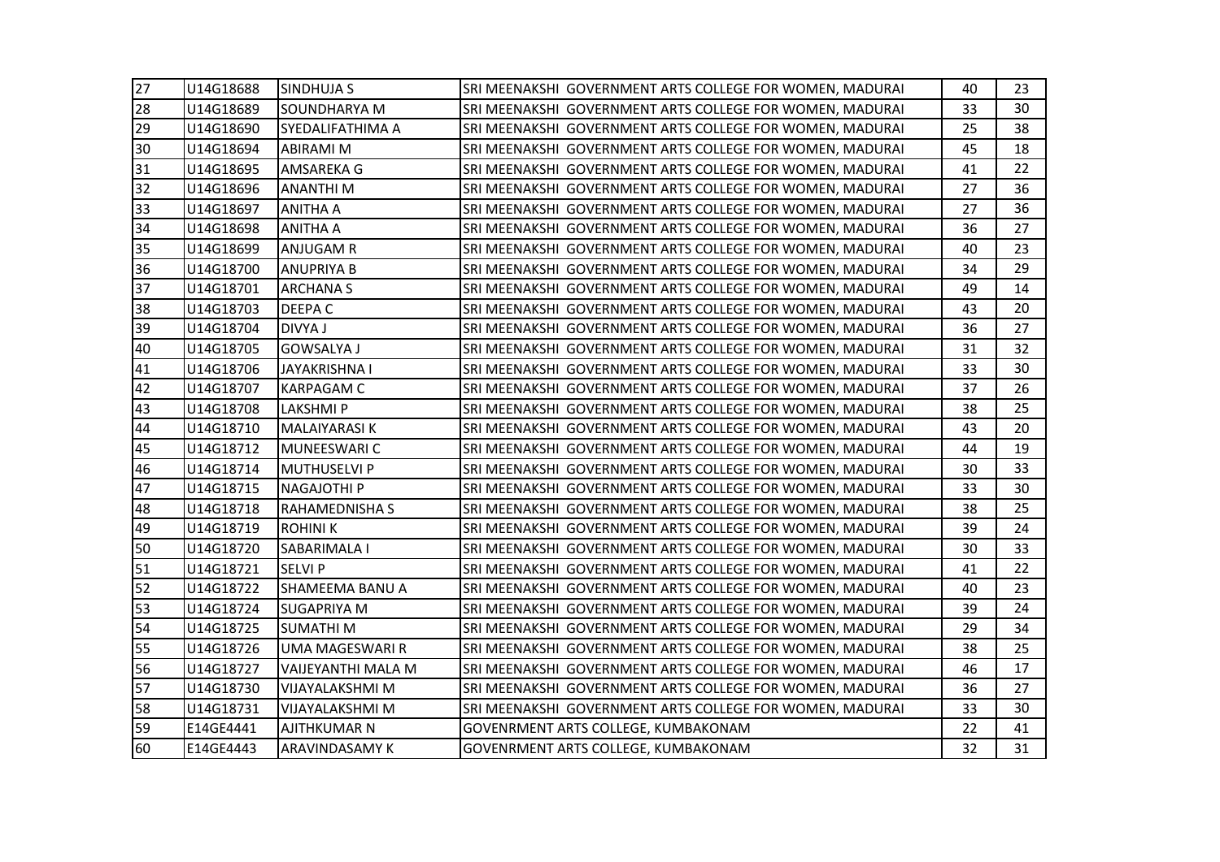| | | | | | |
|---|---|---|---|---|---|
| 27 | U14G18688 | SINDHUJA S | SRI MEENAKSHI GOVERNMENT ARTS COLLEGE FOR WOMEN, MADURAI | 40 | 23 |
| 28 | U14G18689 | SOUNDHARYA M | SRI MEENAKSHI GOVERNMENT ARTS COLLEGE FOR WOMEN, MADURAI | 33 | 30 |
| 29 | U14G18690 | SYEDALIFATHIMA A | SRI MEENAKSHI GOVERNMENT ARTS COLLEGE FOR WOMEN, MADURAI | 25 | 38 |
| 30 | U14G18694 | ABIRAMI M | SRI MEENAKSHI GOVERNMENT ARTS COLLEGE FOR WOMEN, MADURAI | 45 | 18 |
| 31 | U14G18695 | AMSAREKA G | SRI MEENAKSHI GOVERNMENT ARTS COLLEGE FOR WOMEN, MADURAI | 41 | 22 |
| 32 | U14G18696 | ANANTHI M | SRI MEENAKSHI GOVERNMENT ARTS COLLEGE FOR WOMEN, MADURAI | 27 | 36 |
| 33 | U14G18697 | ANITHA A | SRI MEENAKSHI GOVERNMENT ARTS COLLEGE FOR WOMEN, MADURAI | 27 | 36 |
| 34 | U14G18698 | ANITHA A | SRI MEENAKSHI GOVERNMENT ARTS COLLEGE FOR WOMEN, MADURAI | 36 | 27 |
| 35 | U14G18699 | ANJUGAM R | SRI MEENAKSHI GOVERNMENT ARTS COLLEGE FOR WOMEN, MADURAI | 40 | 23 |
| 36 | U14G18700 | ANUPRIYA B | SRI MEENAKSHI GOVERNMENT ARTS COLLEGE FOR WOMEN, MADURAI | 34 | 29 |
| 37 | U14G18701 | ARCHANA S | SRI MEENAKSHI GOVERNMENT ARTS COLLEGE FOR WOMEN, MADURAI | 49 | 14 |
| 38 | U14G18703 | DEEPA C | SRI MEENAKSHI GOVERNMENT ARTS COLLEGE FOR WOMEN, MADURAI | 43 | 20 |
| 39 | U14G18704 | DIVYA J | SRI MEENAKSHI GOVERNMENT ARTS COLLEGE FOR WOMEN, MADURAI | 36 | 27 |
| 40 | U14G18705 | GOWSALYA J | SRI MEENAKSHI GOVERNMENT ARTS COLLEGE FOR WOMEN, MADURAI | 31 | 32 |
| 41 | U14G18706 | JAYAKRISHNA I | SRI MEENAKSHI GOVERNMENT ARTS COLLEGE FOR WOMEN, MADURAI | 33 | 30 |
| 42 | U14G18707 | KARPAGAM C | SRI MEENAKSHI GOVERNMENT ARTS COLLEGE FOR WOMEN, MADURAI | 37 | 26 |
| 43 | U14G18708 | LAKSHMI P | SRI MEENAKSHI GOVERNMENT ARTS COLLEGE FOR WOMEN, MADURAI | 38 | 25 |
| 44 | U14G18710 | MALAIYARASI K | SRI MEENAKSHI GOVERNMENT ARTS COLLEGE FOR WOMEN, MADURAI | 43 | 20 |
| 45 | U14G18712 | MUNEESWARI C | SRI MEENAKSHI GOVERNMENT ARTS COLLEGE FOR WOMEN, MADURAI | 44 | 19 |
| 46 | U14G18714 | MUTHUSELVI P | SRI MEENAKSHI GOVERNMENT ARTS COLLEGE FOR WOMEN, MADURAI | 30 | 33 |
| 47 | U14G18715 | NAGAJOTHI P | SRI MEENAKSHI GOVERNMENT ARTS COLLEGE FOR WOMEN, MADURAI | 33 | 30 |
| 48 | U14G18718 | RAHAMEDNISHA S | SRI MEENAKSHI GOVERNMENT ARTS COLLEGE FOR WOMEN, MADURAI | 38 | 25 |
| 49 | U14G18719 | ROHINI K | SRI MEENAKSHI GOVERNMENT ARTS COLLEGE FOR WOMEN, MADURAI | 39 | 24 |
| 50 | U14G18720 | SABARIMALA I | SRI MEENAKSHI GOVERNMENT ARTS COLLEGE FOR WOMEN, MADURAI | 30 | 33 |
| 51 | U14G18721 | SELVI P | SRI MEENAKSHI GOVERNMENT ARTS COLLEGE FOR WOMEN, MADURAI | 41 | 22 |
| 52 | U14G18722 | SHAMEEMA BANU A | SRI MEENAKSHI GOVERNMENT ARTS COLLEGE FOR WOMEN, MADURAI | 40 | 23 |
| 53 | U14G18724 | SUGAPRIYA M | SRI MEENAKSHI GOVERNMENT ARTS COLLEGE FOR WOMEN, MADURAI | 39 | 24 |
| 54 | U14G18725 | SUMATHI M | SRI MEENAKSHI GOVERNMENT ARTS COLLEGE FOR WOMEN, MADURAI | 29 | 34 |
| 55 | U14G18726 | UMA MAGESWARI R | SRI MEENAKSHI GOVERNMENT ARTS COLLEGE FOR WOMEN, MADURAI | 38 | 25 |
| 56 | U14G18727 | VAIJEYANTHI MALA M | SRI MEENAKSHI GOVERNMENT ARTS COLLEGE FOR WOMEN, MADURAI | 46 | 17 |
| 57 | U14G18730 | VIJAYALAKSHMI M | SRI MEENAKSHI GOVERNMENT ARTS COLLEGE FOR WOMEN, MADURAI | 36 | 27 |
| 58 | U14G18731 | VIJAYALAKSHMI M | SRI MEENAKSHI GOVERNMENT ARTS COLLEGE FOR WOMEN, MADURAI | 33 | 30 |
| 59 | E14GE4441 | AJITHKUMAR N | GOVENRMENT ARTS COLLEGE, KUMBAKONAM | 22 | 41 |
| 60 | E14GE4443 | ARAVINDASAMY K | GOVENRMENT ARTS COLLEGE, KUMBAKONAM | 32 | 31 |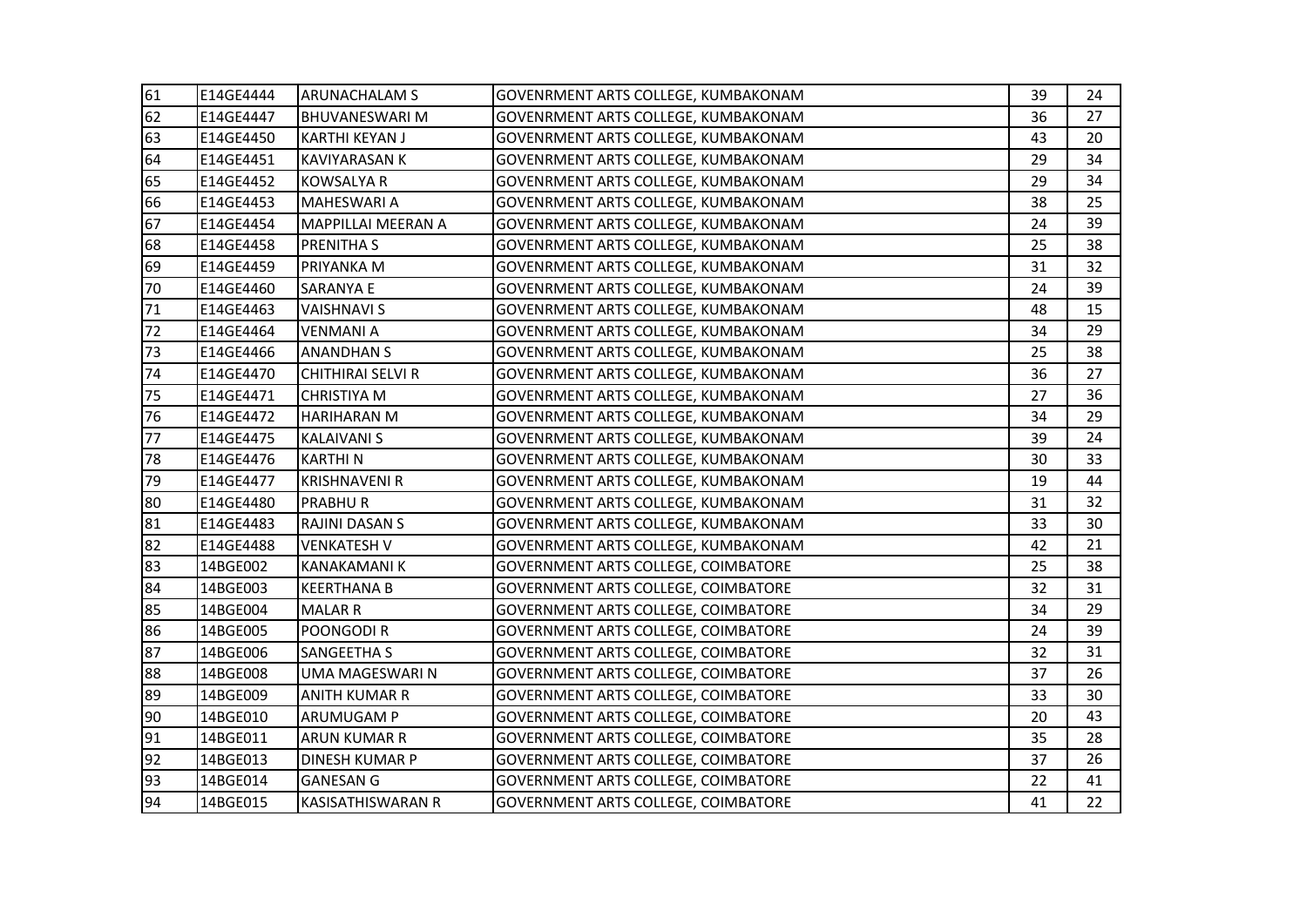| | | | | | |
|---|---|---|---|---|---|
| 61 | E14GE4444 | ARUNACHALAM S | GOVENRMENT ARTS COLLEGE, KUMBAKONAM | 39 | 24 |
| 62 | E14GE4447 | BHUVANESWARI M | GOVENRMENT ARTS COLLEGE, KUMBAKONAM | 36 | 27 |
| 63 | E14GE4450 | KARTHI KEYAN J | GOVENRMENT ARTS COLLEGE, KUMBAKONAM | 43 | 20 |
| 64 | E14GE4451 | KAVIYARASAN K | GOVENRMENT ARTS COLLEGE, KUMBAKONAM | 29 | 34 |
| 65 | E14GE4452 | KOWSALYA R | GOVENRMENT ARTS COLLEGE, KUMBAKONAM | 29 | 34 |
| 66 | E14GE4453 | MAHESWARI A | GOVENRMENT ARTS COLLEGE, KUMBAKONAM | 38 | 25 |
| 67 | E14GE4454 | MAPPILLAI MEERAN A | GOVENRMENT ARTS COLLEGE, KUMBAKONAM | 24 | 39 |
| 68 | E14GE4458 | PRENITHA S | GOVENRMENT ARTS COLLEGE, KUMBAKONAM | 25 | 38 |
| 69 | E14GE4459 | PRIYANKA M | GOVENRMENT ARTS COLLEGE, KUMBAKONAM | 31 | 32 |
| 70 | E14GE4460 | SARANYA E | GOVENRMENT ARTS COLLEGE, KUMBAKONAM | 24 | 39 |
| 71 | E14GE4463 | VAISHNAVI S | GOVENRMENT ARTS COLLEGE, KUMBAKONAM | 48 | 15 |
| 72 | E14GE4464 | VENMANI A | GOVENRMENT ARTS COLLEGE, KUMBAKONAM | 34 | 29 |
| 73 | E14GE4466 | ANANDHAN S | GOVENRMENT ARTS COLLEGE, KUMBAKONAM | 25 | 38 |
| 74 | E14GE4470 | CHITHIRAI SELVI R | GOVENRMENT ARTS COLLEGE, KUMBAKONAM | 36 | 27 |
| 75 | E14GE4471 | CHRISTIYA M | GOVENRMENT ARTS COLLEGE, KUMBAKONAM | 27 | 36 |
| 76 | E14GE4472 | HARIHARAN M | GOVENRMENT ARTS COLLEGE, KUMBAKONAM | 34 | 29 |
| 77 | E14GE4475 | KALAIVANI S | GOVENRMENT ARTS COLLEGE, KUMBAKONAM | 39 | 24 |
| 78 | E14GE4476 | KARTHI N | GOVENRMENT ARTS COLLEGE, KUMBAKONAM | 30 | 33 |
| 79 | E14GE4477 | KRISHNAVENI R | GOVENRMENT ARTS COLLEGE, KUMBAKONAM | 19 | 44 |
| 80 | E14GE4480 | PRABHU R | GOVENRMENT ARTS COLLEGE, KUMBAKONAM | 31 | 32 |
| 81 | E14GE4483 | RAJINI DASAN S | GOVENRMENT ARTS COLLEGE, KUMBAKONAM | 33 | 30 |
| 82 | E14GE4488 | VENKATESH V | GOVENRMENT ARTS COLLEGE, KUMBAKONAM | 42 | 21 |
| 83 | 14BGE002 | KANAKAMANI K | GOVERNMENT ARTS COLLEGE, COIMBATORE | 25 | 38 |
| 84 | 14BGE003 | KEERTHANA B | GOVERNMENT ARTS COLLEGE, COIMBATORE | 32 | 31 |
| 85 | 14BGE004 | MALAR R | GOVERNMENT ARTS COLLEGE, COIMBATORE | 34 | 29 |
| 86 | 14BGE005 | POONGODI R | GOVERNMENT ARTS COLLEGE, COIMBATORE | 24 | 39 |
| 87 | 14BGE006 | SANGEETHA S | GOVERNMENT ARTS COLLEGE, COIMBATORE | 32 | 31 |
| 88 | 14BGE008 | UMA MAGESWARI N | GOVERNMENT ARTS COLLEGE, COIMBATORE | 37 | 26 |
| 89 | 14BGE009 | ANITH KUMAR R | GOVERNMENT ARTS COLLEGE, COIMBATORE | 33 | 30 |
| 90 | 14BGE010 | ARUMUGAM P | GOVERNMENT ARTS COLLEGE, COIMBATORE | 20 | 43 |
| 91 | 14BGE011 | ARUN KUMAR R | GOVERNMENT ARTS COLLEGE, COIMBATORE | 35 | 28 |
| 92 | 14BGE013 | DINESH KUMAR P | GOVERNMENT ARTS COLLEGE, COIMBATORE | 37 | 26 |
| 93 | 14BGE014 | GANESAN G | GOVERNMENT ARTS COLLEGE, COIMBATORE | 22 | 41 |
| 94 | 14BGE015 | KASISATHISWARAN R | GOVERNMENT ARTS COLLEGE, COIMBATORE | 41 | 22 |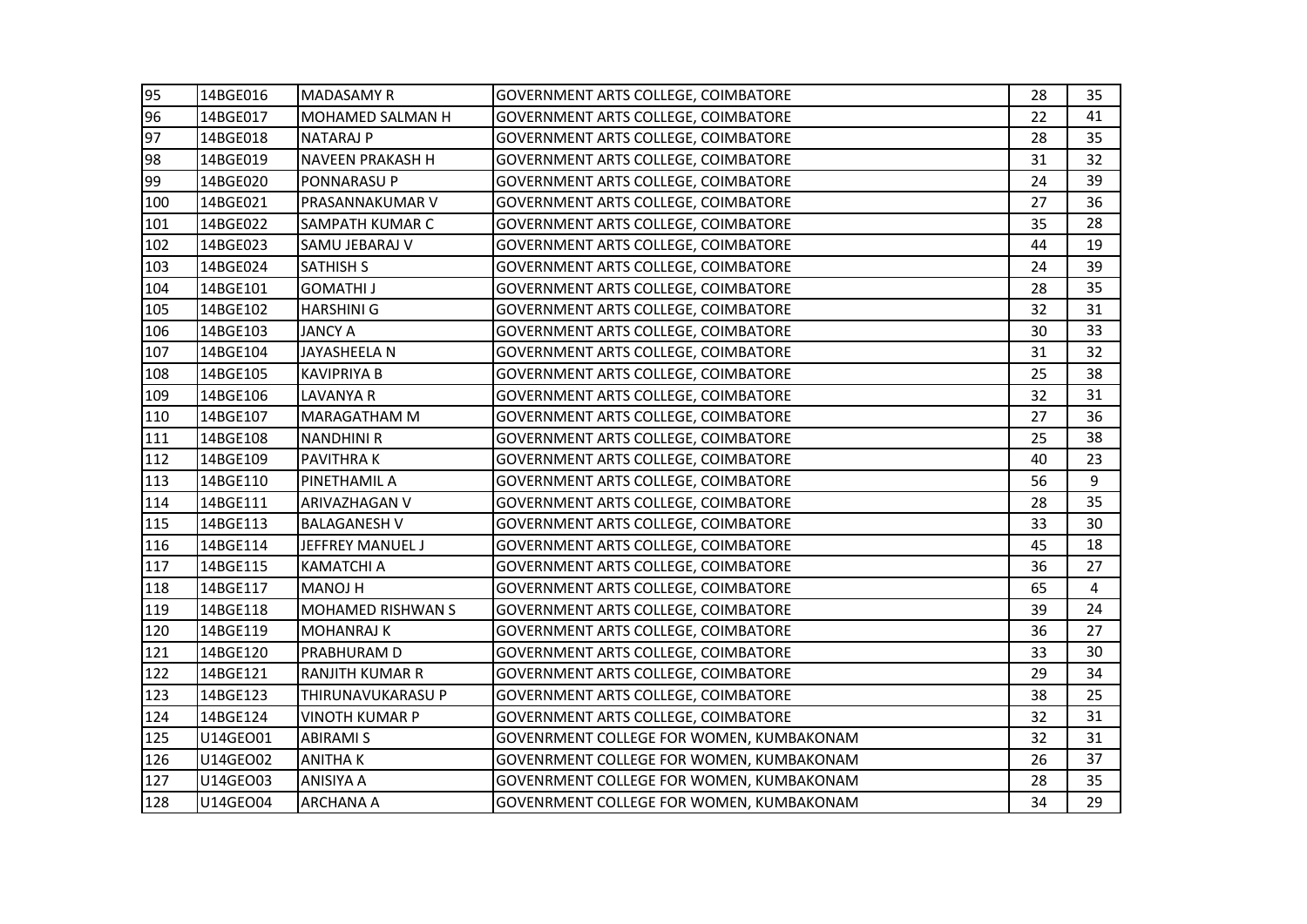| 95 | 14BGE016 | MADASAMY R | GOVERNMENT ARTS COLLEGE, COIMBATORE | 28 | 35 |
|---|---|---|---|---|---|
| 96 | 14BGE017 | MOHAMED SALMAN H | GOVERNMENT ARTS COLLEGE, COIMBATORE | 22 | 41 |
| 97 | 14BGE018 | NATARAJ P | GOVERNMENT ARTS COLLEGE, COIMBATORE | 28 | 35 |
| 98 | 14BGE019 | NAVEEN PRAKASH H | GOVERNMENT ARTS COLLEGE, COIMBATORE | 31 | 32 |
| 99 | 14BGE020 | PONNARASU P | GOVERNMENT ARTS COLLEGE, COIMBATORE | 24 | 39 |
| 100 | 14BGE021 | PRASANNAKUMAR V | GOVERNMENT ARTS COLLEGE, COIMBATORE | 27 | 36 |
| 101 | 14BGE022 | SAMPATH KUMAR C | GOVERNMENT ARTS COLLEGE, COIMBATORE | 35 | 28 |
| 102 | 14BGE023 | SAMU JEBARAJ V | GOVERNMENT ARTS COLLEGE, COIMBATORE | 44 | 19 |
| 103 | 14BGE024 | SATHISH S | GOVERNMENT ARTS COLLEGE, COIMBATORE | 24 | 39 |
| 104 | 14BGE101 | GOMATHI J | GOVERNMENT ARTS COLLEGE, COIMBATORE | 28 | 35 |
| 105 | 14BGE102 | HARSHINI G | GOVERNMENT ARTS COLLEGE, COIMBATORE | 32 | 31 |
| 106 | 14BGE103 | JANCY A | GOVERNMENT ARTS COLLEGE, COIMBATORE | 30 | 33 |
| 107 | 14BGE104 | JAYASHEELA N | GOVERNMENT ARTS COLLEGE, COIMBATORE | 31 | 32 |
| 108 | 14BGE105 | KAVIPRIYA B | GOVERNMENT ARTS COLLEGE, COIMBATORE | 25 | 38 |
| 109 | 14BGE106 | LAVANYA R | GOVERNMENT ARTS COLLEGE, COIMBATORE | 32 | 31 |
| 110 | 14BGE107 | MARAGATHAM M | GOVERNMENT ARTS COLLEGE, COIMBATORE | 27 | 36 |
| 111 | 14BGE108 | NANDHINI R | GOVERNMENT ARTS COLLEGE, COIMBATORE | 25 | 38 |
| 112 | 14BGE109 | PAVITHRA K | GOVERNMENT ARTS COLLEGE, COIMBATORE | 40 | 23 |
| 113 | 14BGE110 | PINETHAMIL A | GOVERNMENT ARTS COLLEGE, COIMBATORE | 56 | 9 |
| 114 | 14BGE111 | ARIVAZHAGAN V | GOVERNMENT ARTS COLLEGE, COIMBATORE | 28 | 35 |
| 115 | 14BGE113 | BALAGANESH V | GOVERNMENT ARTS COLLEGE, COIMBATORE | 33 | 30 |
| 116 | 14BGE114 | JEFFREY MANUEL J | GOVERNMENT ARTS COLLEGE, COIMBATORE | 45 | 18 |
| 117 | 14BGE115 | KAMATCHI A | GOVERNMENT ARTS COLLEGE, COIMBATORE | 36 | 27 |
| 118 | 14BGE117 | MANOJ H | GOVERNMENT ARTS COLLEGE, COIMBATORE | 65 | 4 |
| 119 | 14BGE118 | MOHAMED RISHWAN S | GOVERNMENT ARTS COLLEGE, COIMBATORE | 39 | 24 |
| 120 | 14BGE119 | MOHANRAJ K | GOVERNMENT ARTS COLLEGE, COIMBATORE | 36 | 27 |
| 121 | 14BGE120 | PRABHURAM D | GOVERNMENT ARTS COLLEGE, COIMBATORE | 33 | 30 |
| 122 | 14BGE121 | RANJITH KUMAR R | GOVERNMENT ARTS COLLEGE, COIMBATORE | 29 | 34 |
| 123 | 14BGE123 | THIRUNAVUKARASU P | GOVERNMENT ARTS COLLEGE, COIMBATORE | 38 | 25 |
| 124 | 14BGE124 | VINOTH KUMAR P | GOVERNMENT ARTS COLLEGE, COIMBATORE | 32 | 31 |
| 125 | U14GEO01 | ABIRAMI S | GOVENRMENT COLLEGE FOR WOMEN, KUMBAKONAM | 32 | 31 |
| 126 | U14GEO02 | ANITHA K | GOVENRMENT COLLEGE FOR WOMEN, KUMBAKONAM | 26 | 37 |
| 127 | U14GEO03 | ANISIYA A | GOVENRMENT COLLEGE FOR WOMEN, KUMBAKONAM | 28 | 35 |
| 128 | U14GEO04 | ARCHANA A | GOVENRMENT COLLEGE FOR WOMEN, KUMBAKONAM | 34 | 29 |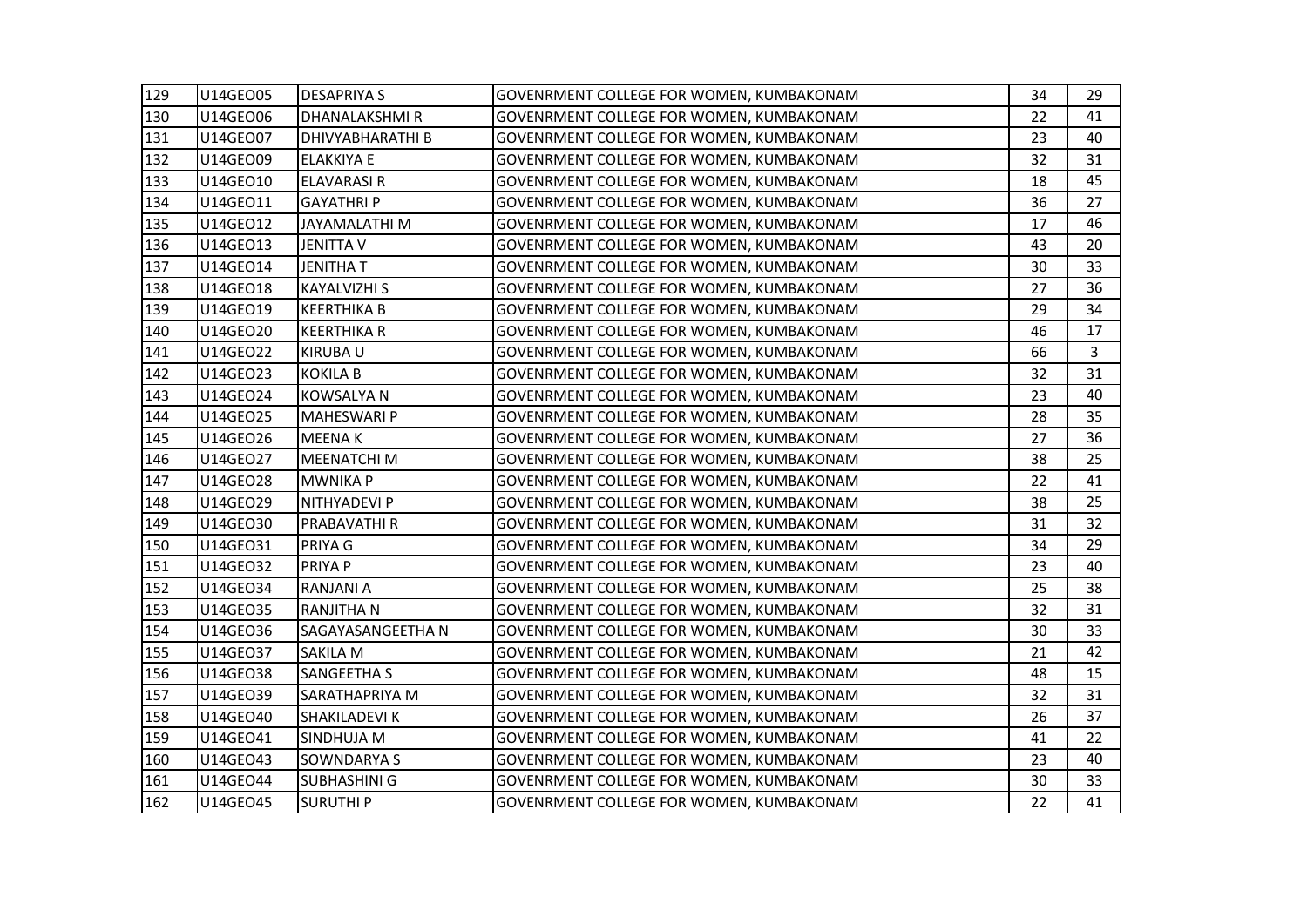| 129 | U14GEO05 | DESAPRIYA S | GOVENRMENT COLLEGE FOR WOMEN, KUMBAKONAM | 34 | 29 |
|---|---|---|---|---|---|
| 130 | U14GEO06 | DHANALAKSHMI R | GOVENRMENT COLLEGE FOR WOMEN, KUMBAKONAM | 22 | 41 |
| 131 | U14GEO07 | DHIVYABHARATHI B | GOVENRMENT COLLEGE FOR WOMEN, KUMBAKONAM | 23 | 40 |
| 132 | U14GEO09 | ELAKKIYA E | GOVENRMENT COLLEGE FOR WOMEN, KUMBAKONAM | 32 | 31 |
| 133 | U14GEO10 | ELAVARASI R | GOVENRMENT COLLEGE FOR WOMEN, KUMBAKONAM | 18 | 45 |
| 134 | U14GEO11 | GAYATHRI P | GOVENRMENT COLLEGE FOR WOMEN, KUMBAKONAM | 36 | 27 |
| 135 | U14GEO12 | JAYAMALATHI M | GOVENRMENT COLLEGE FOR WOMEN, KUMBAKONAM | 17 | 46 |
| 136 | U14GEO13 | JENITTA V | GOVENRMENT COLLEGE FOR WOMEN, KUMBAKONAM | 43 | 20 |
| 137 | U14GEO14 | JENITHA T | GOVENRMENT COLLEGE FOR WOMEN, KUMBAKONAM | 30 | 33 |
| 138 | U14GEO18 | KAYALVIZHI S | GOVENRMENT COLLEGE FOR WOMEN, KUMBAKONAM | 27 | 36 |
| 139 | U14GEO19 | KEERTHIKA B | GOVENRMENT COLLEGE FOR WOMEN, KUMBAKONAM | 29 | 34 |
| 140 | U14GEO20 | KEERTHIKA R | GOVENRMENT COLLEGE FOR WOMEN, KUMBAKONAM | 46 | 17 |
| 141 | U14GEO22 | KIRUBA U | GOVENRMENT COLLEGE FOR WOMEN, KUMBAKONAM | 66 | 3 |
| 142 | U14GEO23 | KOKILA B | GOVENRMENT COLLEGE FOR WOMEN, KUMBAKONAM | 32 | 31 |
| 143 | U14GEO24 | KOWSALYA N | GOVENRMENT COLLEGE FOR WOMEN, KUMBAKONAM | 23 | 40 |
| 144 | U14GEO25 | MAHESWARI P | GOVENRMENT COLLEGE FOR WOMEN, KUMBAKONAM | 28 | 35 |
| 145 | U14GEO26 | MEENA K | GOVENRMENT COLLEGE FOR WOMEN, KUMBAKONAM | 27 | 36 |
| 146 | U14GEO27 | MEENATCHI M | GOVENRMENT COLLEGE FOR WOMEN, KUMBAKONAM | 38 | 25 |
| 147 | U14GEO28 | MWNIKA P | GOVENRMENT COLLEGE FOR WOMEN, KUMBAKONAM | 22 | 41 |
| 148 | U14GEO29 | NITHYADEVI P | GOVENRMENT COLLEGE FOR WOMEN, KUMBAKONAM | 38 | 25 |
| 149 | U14GEO30 | PRABAVATHI R | GOVENRMENT COLLEGE FOR WOMEN, KUMBAKONAM | 31 | 32 |
| 150 | U14GEO31 | PRIYA G | GOVENRMENT COLLEGE FOR WOMEN, KUMBAKONAM | 34 | 29 |
| 151 | U14GEO32 | PRIYA P | GOVENRMENT COLLEGE FOR WOMEN, KUMBAKONAM | 23 | 40 |
| 152 | U14GEO34 | RANJANI A | GOVENRMENT COLLEGE FOR WOMEN, KUMBAKONAM | 25 | 38 |
| 153 | U14GEO35 | RANJITHA N | GOVENRMENT COLLEGE FOR WOMEN, KUMBAKONAM | 32 | 31 |
| 154 | U14GEO36 | SAGAYASANGEETHA N | GOVENRMENT COLLEGE FOR WOMEN, KUMBAKONAM | 30 | 33 |
| 155 | U14GEO37 | SAKILA M | GOVENRMENT COLLEGE FOR WOMEN, KUMBAKONAM | 21 | 42 |
| 156 | U14GEO38 | SANGEETHA S | GOVENRMENT COLLEGE FOR WOMEN, KUMBAKONAM | 48 | 15 |
| 157 | U14GEO39 | SARATHAPRIYA M | GOVENRMENT COLLEGE FOR WOMEN, KUMBAKONAM | 32 | 31 |
| 158 | U14GEO40 | SHAKILADEVI K | GOVENRMENT COLLEGE FOR WOMEN, KUMBAKONAM | 26 | 37 |
| 159 | U14GEO41 | SINDHUJA M | GOVENRMENT COLLEGE FOR WOMEN, KUMBAKONAM | 41 | 22 |
| 160 | U14GEO43 | SOWNDARYA S | GOVENRMENT COLLEGE FOR WOMEN, KUMBAKONAM | 23 | 40 |
| 161 | U14GEO44 | SUBHASHINI G | GOVENRMENT COLLEGE FOR WOMEN, KUMBAKONAM | 30 | 33 |
| 162 | U14GEO45 | SURUTHI P | GOVENRMENT COLLEGE FOR WOMEN, KUMBAKONAM | 22 | 41 |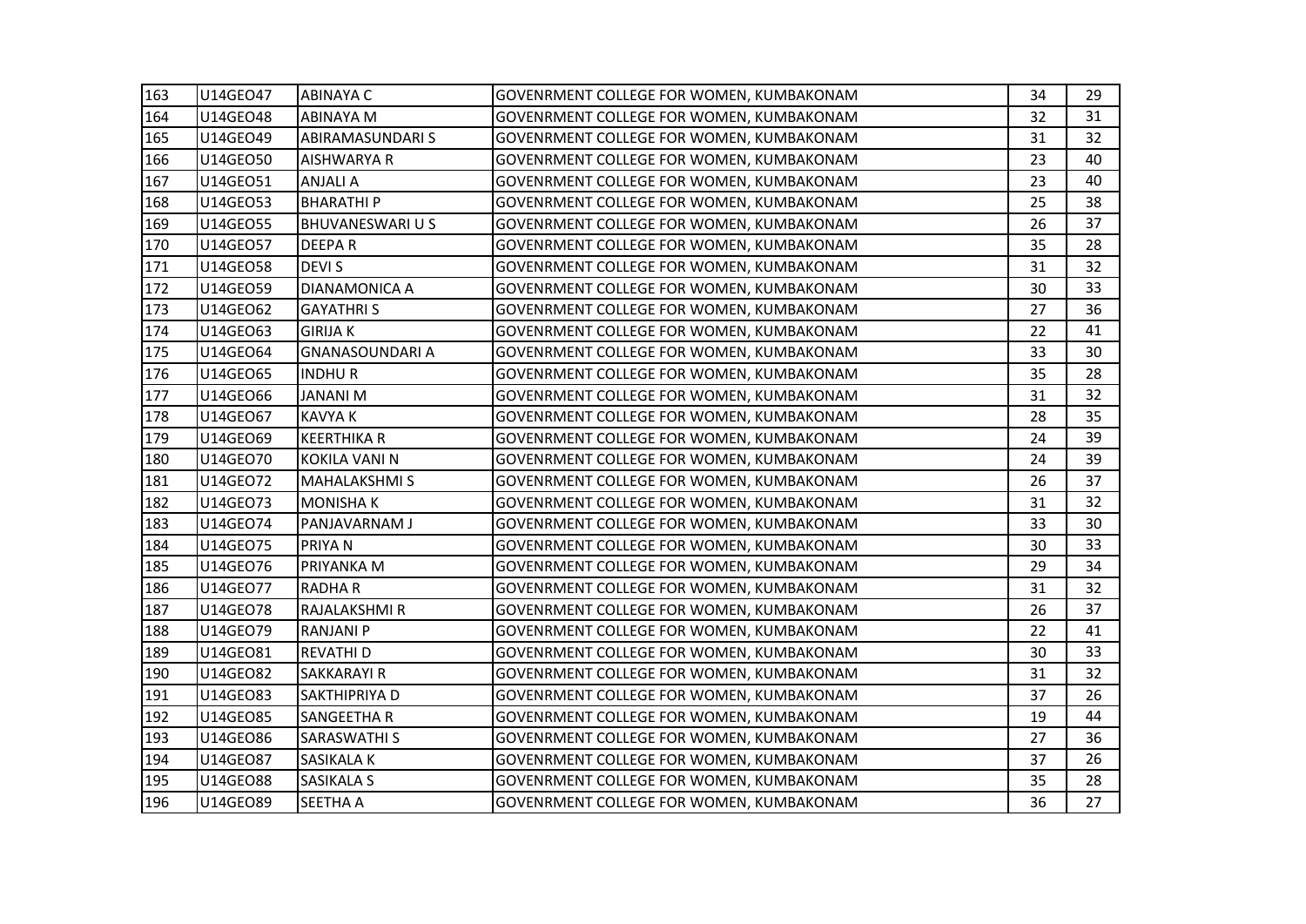| 163 | U14GEO47 | ABINAYA C | GOVENRMENT COLLEGE FOR WOMEN, KUMBAKONAM | 34 | 29 |
|---|---|---|---|---|---|
| 164 | U14GEO48 | ABINAYA M | GOVENRMENT COLLEGE FOR WOMEN, KUMBAKONAM | 32 | 31 |
| 165 | U14GEO49 | ABIRAMASUNDARI S | GOVENRMENT COLLEGE FOR WOMEN, KUMBAKONAM | 31 | 32 |
| 166 | U14GEO50 | AISHWARYA R | GOVENRMENT COLLEGE FOR WOMEN, KUMBAKONAM | 23 | 40 |
| 167 | U14GEO51 | ANJALI A | GOVENRMENT COLLEGE FOR WOMEN, KUMBAKONAM | 23 | 40 |
| 168 | U14GEO53 | BHARATHI P | GOVENRMENT COLLEGE FOR WOMEN, KUMBAKONAM | 25 | 38 |
| 169 | U14GEO55 | BHUVANESWARI U S | GOVENRMENT COLLEGE FOR WOMEN, KUMBAKONAM | 26 | 37 |
| 170 | U14GEO57 | DEEPA R | GOVENRMENT COLLEGE FOR WOMEN, KUMBAKONAM | 35 | 28 |
| 171 | U14GEO58 | DEVI S | GOVENRMENT COLLEGE FOR WOMEN, KUMBAKONAM | 31 | 32 |
| 172 | U14GEO59 | DIANAMONICA A | GOVENRMENT COLLEGE FOR WOMEN, KUMBAKONAM | 30 | 33 |
| 173 | U14GEO62 | GAYATHRI S | GOVENRMENT COLLEGE FOR WOMEN, KUMBAKONAM | 27 | 36 |
| 174 | U14GEO63 | GIRIJA K | GOVENRMENT COLLEGE FOR WOMEN, KUMBAKONAM | 22 | 41 |
| 175 | U14GEO64 | GNANASOUNDARI A | GOVENRMENT COLLEGE FOR WOMEN, KUMBAKONAM | 33 | 30 |
| 176 | U14GEO65 | INDHU R | GOVENRMENT COLLEGE FOR WOMEN, KUMBAKONAM | 35 | 28 |
| 177 | U14GEO66 | JANANI M | GOVENRMENT COLLEGE FOR WOMEN, KUMBAKONAM | 31 | 32 |
| 178 | U14GEO67 | KAVYA K | GOVENRMENT COLLEGE FOR WOMEN, KUMBAKONAM | 28 | 35 |
| 179 | U14GEO69 | KEERTHIKA R | GOVENRMENT COLLEGE FOR WOMEN, KUMBAKONAM | 24 | 39 |
| 180 | U14GEO70 | KOKILA VANI N | GOVENRMENT COLLEGE FOR WOMEN, KUMBAKONAM | 24 | 39 |
| 181 | U14GEO72 | MAHALAKSHMI S | GOVENRMENT COLLEGE FOR WOMEN, KUMBAKONAM | 26 | 37 |
| 182 | U14GEO73 | MONISHA K | GOVENRMENT COLLEGE FOR WOMEN, KUMBAKONAM | 31 | 32 |
| 183 | U14GEO74 | PANJAVARNAM J | GOVENRMENT COLLEGE FOR WOMEN, KUMBAKONAM | 33 | 30 |
| 184 | U14GEO75 | PRIYA N | GOVENRMENT COLLEGE FOR WOMEN, KUMBAKONAM | 30 | 33 |
| 185 | U14GEO76 | PRIYANKA M | GOVENRMENT COLLEGE FOR WOMEN, KUMBAKONAM | 29 | 34 |
| 186 | U14GEO77 | RADHA R | GOVENRMENT COLLEGE FOR WOMEN, KUMBAKONAM | 31 | 32 |
| 187 | U14GEO78 | RAJALAKSHMI R | GOVENRMENT COLLEGE FOR WOMEN, KUMBAKONAM | 26 | 37 |
| 188 | U14GEO79 | RANJANI P | GOVENRMENT COLLEGE FOR WOMEN, KUMBAKONAM | 22 | 41 |
| 189 | U14GEO81 | REVATHI D | GOVENRMENT COLLEGE FOR WOMEN, KUMBAKONAM | 30 | 33 |
| 190 | U14GEO82 | SAKKARAYI R | GOVENRMENT COLLEGE FOR WOMEN, KUMBAKONAM | 31 | 32 |
| 191 | U14GEO83 | SAKTHIPRIYA D | GOVENRMENT COLLEGE FOR WOMEN, KUMBAKONAM | 37 | 26 |
| 192 | U14GEO85 | SANGEETHA R | GOVENRMENT COLLEGE FOR WOMEN, KUMBAKONAM | 19 | 44 |
| 193 | U14GEO86 | SARASWATHI S | GOVENRMENT COLLEGE FOR WOMEN, KUMBAKONAM | 27 | 36 |
| 194 | U14GEO87 | SASIKALA K | GOVENRMENT COLLEGE FOR WOMEN, KUMBAKONAM | 37 | 26 |
| 195 | U14GEO88 | SASIKALA S | GOVENRMENT COLLEGE FOR WOMEN, KUMBAKONAM | 35 | 28 |
| 196 | U14GEO89 | SEETHA A | GOVENRMENT COLLEGE FOR WOMEN, KUMBAKONAM | 36 | 27 |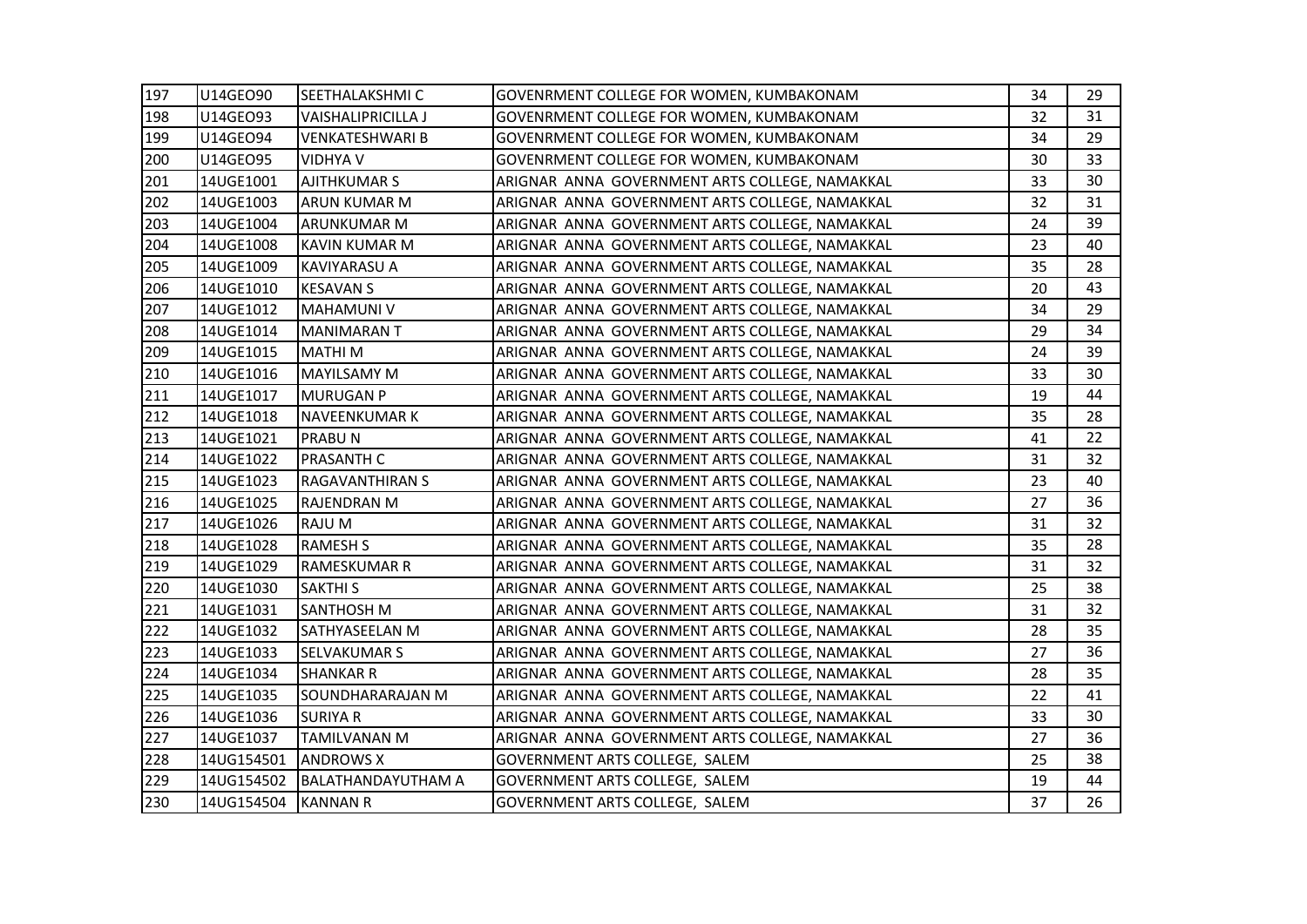| | | | | | |
|---|---|---|---|---|---|
| 197 | U14GEO90 | SEETHALAKSHMI C | GOVENRMENT COLLEGE FOR WOMEN, KUMBAKONAM | 34 | 29 |
| 198 | U14GEO93 | VAISHALIPRICILLA J | GOVENRMENT COLLEGE FOR WOMEN, KUMBAKONAM | 32 | 31 |
| 199 | U14GEO94 | VENKATESHWARI B | GOVENRMENT COLLEGE FOR WOMEN, KUMBAKONAM | 34 | 29 |
| 200 | U14GEO95 | VIDHYA V | GOVENRMENT COLLEGE FOR WOMEN, KUMBAKONAM | 30 | 33 |
| 201 | 14UGE1001 | AJITHKUMAR S | ARIGNAR ANNA GOVERNMENT ARTS COLLEGE, NAMAKKAL | 33 | 30 |
| 202 | 14UGE1003 | ARUN KUMAR M | ARIGNAR ANNA GOVERNMENT ARTS COLLEGE, NAMAKKAL | 32 | 31 |
| 203 | 14UGE1004 | ARUNKUMAR M | ARIGNAR ANNA GOVERNMENT ARTS COLLEGE, NAMAKKAL | 24 | 39 |
| 204 | 14UGE1008 | KAVIN KUMAR M | ARIGNAR ANNA GOVERNMENT ARTS COLLEGE, NAMAKKAL | 23 | 40 |
| 205 | 14UGE1009 | KAVIYARASU A | ARIGNAR ANNA GOVERNMENT ARTS COLLEGE, NAMAKKAL | 35 | 28 |
| 206 | 14UGE1010 | KESAVAN S | ARIGNAR ANNA GOVERNMENT ARTS COLLEGE, NAMAKKAL | 20 | 43 |
| 207 | 14UGE1012 | MAHAMUNI V | ARIGNAR ANNA GOVERNMENT ARTS COLLEGE, NAMAKKAL | 34 | 29 |
| 208 | 14UGE1014 | MANIMARAN T | ARIGNAR ANNA GOVERNMENT ARTS COLLEGE, NAMAKKAL | 29 | 34 |
| 209 | 14UGE1015 | MATHI M | ARIGNAR ANNA GOVERNMENT ARTS COLLEGE, NAMAKKAL | 24 | 39 |
| 210 | 14UGE1016 | MAYILSAMY M | ARIGNAR ANNA GOVERNMENT ARTS COLLEGE, NAMAKKAL | 33 | 30 |
| 211 | 14UGE1017 | MURUGAN P | ARIGNAR ANNA GOVERNMENT ARTS COLLEGE, NAMAKKAL | 19 | 44 |
| 212 | 14UGE1018 | NAVEENKUMAR K | ARIGNAR ANNA GOVERNMENT ARTS COLLEGE, NAMAKKAL | 35 | 28 |
| 213 | 14UGE1021 | PRABU N | ARIGNAR ANNA GOVERNMENT ARTS COLLEGE, NAMAKKAL | 41 | 22 |
| 214 | 14UGE1022 | PRASANTH C | ARIGNAR ANNA GOVERNMENT ARTS COLLEGE, NAMAKKAL | 31 | 32 |
| 215 | 14UGE1023 | RAGAVANTHIRAN S | ARIGNAR ANNA GOVERNMENT ARTS COLLEGE, NAMAKKAL | 23 | 40 |
| 216 | 14UGE1025 | RAJENDRAN M | ARIGNAR ANNA GOVERNMENT ARTS COLLEGE, NAMAKKAL | 27 | 36 |
| 217 | 14UGE1026 | RAJU M | ARIGNAR ANNA GOVERNMENT ARTS COLLEGE, NAMAKKAL | 31 | 32 |
| 218 | 14UGE1028 | RAMESH S | ARIGNAR ANNA GOVERNMENT ARTS COLLEGE, NAMAKKAL | 35 | 28 |
| 219 | 14UGE1029 | RAMESKUMAR R | ARIGNAR ANNA GOVERNMENT ARTS COLLEGE, NAMAKKAL | 31 | 32 |
| 220 | 14UGE1030 | SAKTHI S | ARIGNAR ANNA GOVERNMENT ARTS COLLEGE, NAMAKKAL | 25 | 38 |
| 221 | 14UGE1031 | SANTHOSH M | ARIGNAR ANNA GOVERNMENT ARTS COLLEGE, NAMAKKAL | 31 | 32 |
| 222 | 14UGE1032 | SATHYASEELAN M | ARIGNAR ANNA GOVERNMENT ARTS COLLEGE, NAMAKKAL | 28 | 35 |
| 223 | 14UGE1033 | SELVAKUMAR S | ARIGNAR ANNA GOVERNMENT ARTS COLLEGE, NAMAKKAL | 27 | 36 |
| 224 | 14UGE1034 | SHANKAR R | ARIGNAR ANNA GOVERNMENT ARTS COLLEGE, NAMAKKAL | 28 | 35 |
| 225 | 14UGE1035 | SOUNDHARARAJAN M | ARIGNAR ANNA GOVERNMENT ARTS COLLEGE, NAMAKKAL | 22 | 41 |
| 226 | 14UGE1036 | SURIYA R | ARIGNAR ANNA GOVERNMENT ARTS COLLEGE, NAMAKKAL | 33 | 30 |
| 227 | 14UGE1037 | TAMILVANAN M | ARIGNAR ANNA GOVERNMENT ARTS COLLEGE, NAMAKKAL | 27 | 36 |
| 228 | 14UG154501 | ANDROWS X | GOVERNMENT ARTS COLLEGE, SALEM | 25 | 38 |
| 229 | 14UG154502 | BALATHANDAYUTHAM A | GOVERNMENT ARTS COLLEGE, SALEM | 19 | 44 |
| 230 | 14UG154504 | KANNAN R | GOVERNMENT ARTS COLLEGE, SALEM | 37 | 26 |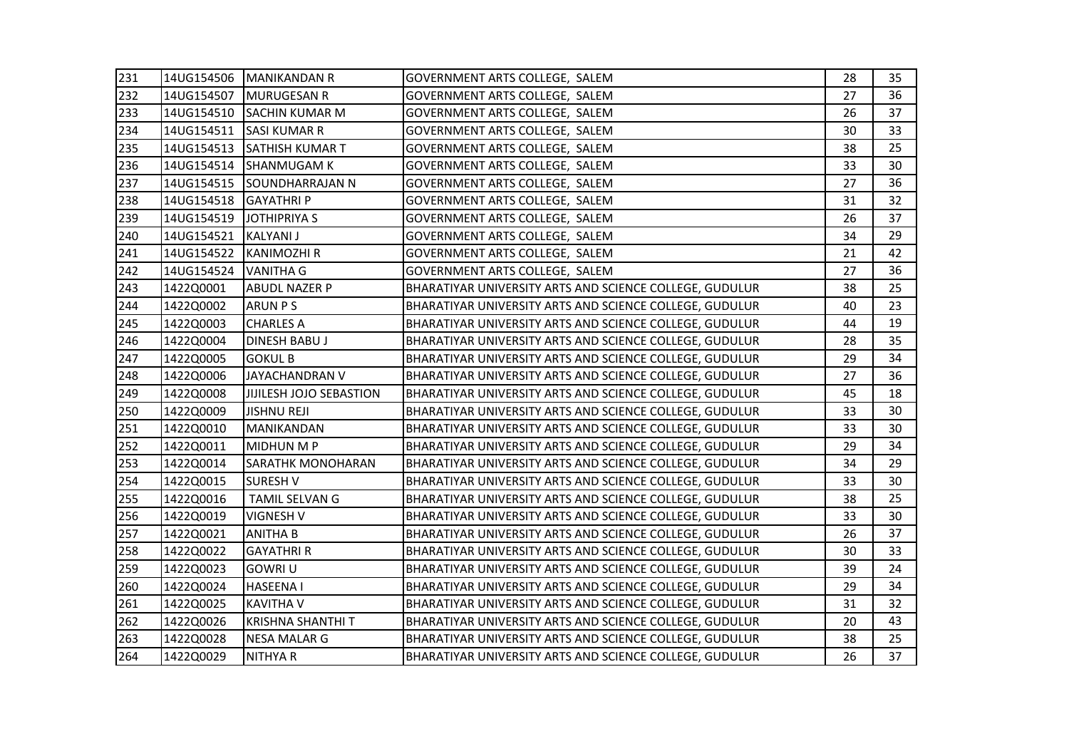| 231 | 14UG154506 | MANIKANDAN R | GOVERNMENT ARTS COLLEGE, SALEM | 28 | 35 |
|---|---|---|---|---|---|
| 232 | 14UG154507 | MURUGESAN R | GOVERNMENT ARTS COLLEGE, SALEM | 27 | 36 |
| 233 | 14UG154510 | SACHIN KUMAR M | GOVERNMENT ARTS COLLEGE, SALEM | 26 | 37 |
| 234 | 14UG154511 | SASI KUMAR R | GOVERNMENT ARTS COLLEGE, SALEM | 30 | 33 |
| 235 | 14UG154513 | SATHISH KUMAR T | GOVERNMENT ARTS COLLEGE, SALEM | 38 | 25 |
| 236 | 14UG154514 | SHANMUGAM K | GOVERNMENT ARTS COLLEGE, SALEM | 33 | 30 |
| 237 | 14UG154515 | SOUNDHARRAJAN N | GOVERNMENT ARTS COLLEGE, SALEM | 27 | 36 |
| 238 | 14UG154518 | GAYATHRI P | GOVERNMENT ARTS COLLEGE, SALEM | 31 | 32 |
| 239 | 14UG154519 | JOTHIPRIYA S | GOVERNMENT ARTS COLLEGE, SALEM | 26 | 37 |
| 240 | 14UG154521 | KALYANI J | GOVERNMENT ARTS COLLEGE, SALEM | 34 | 29 |
| 241 | 14UG154522 | KANIMOZHI R | GOVERNMENT ARTS COLLEGE, SALEM | 21 | 42 |
| 242 | 14UG154524 | VANITHA G | GOVERNMENT ARTS COLLEGE, SALEM | 27 | 36 |
| 243 | 1422Q0001 | ABUDL NAZER P | BHARATIYAR UNIVERSITY ARTS AND SCIENCE COLLEGE, GUDULUR | 38 | 25 |
| 244 | 1422Q0002 | ARUN P S | BHARATIYAR UNIVERSITY ARTS AND SCIENCE COLLEGE, GUDULUR | 40 | 23 |
| 245 | 1422Q0003 | CHARLES A | BHARATIYAR UNIVERSITY ARTS AND SCIENCE COLLEGE, GUDULUR | 44 | 19 |
| 246 | 1422Q0004 | DINESH BABU J | BHARATIYAR UNIVERSITY ARTS AND SCIENCE COLLEGE, GUDULUR | 28 | 35 |
| 247 | 1422Q0005 | GOKUL B | BHARATIYAR UNIVERSITY ARTS AND SCIENCE COLLEGE, GUDULUR | 29 | 34 |
| 248 | 1422Q0006 | JAYACHANDRAN V | BHARATIYAR UNIVERSITY ARTS AND SCIENCE COLLEGE, GUDULUR | 27 | 36 |
| 249 | 1422Q0008 | JIJILESH JOJO SEBASTION | BHARATIYAR UNIVERSITY ARTS AND SCIENCE COLLEGE, GUDULUR | 45 | 18 |
| 250 | 1422Q0009 | JISHNU REJI | BHARATIYAR UNIVERSITY ARTS AND SCIENCE COLLEGE, GUDULUR | 33 | 30 |
| 251 | 1422Q0010 | MANIKANDAN | BHARATIYAR UNIVERSITY ARTS AND SCIENCE COLLEGE, GUDULUR | 33 | 30 |
| 252 | 1422Q0011 | MIDHUN M P | BHARATIYAR UNIVERSITY ARTS AND SCIENCE COLLEGE, GUDULUR | 29 | 34 |
| 253 | 1422Q0014 | SARATHK MONOHARAN | BHARATIYAR UNIVERSITY ARTS AND SCIENCE COLLEGE, GUDULUR | 34 | 29 |
| 254 | 1422Q0015 | SURESH V | BHARATIYAR UNIVERSITY ARTS AND SCIENCE COLLEGE, GUDULUR | 33 | 30 |
| 255 | 1422Q0016 | TAMIL SELVAN G | BHARATIYAR UNIVERSITY ARTS AND SCIENCE COLLEGE, GUDULUR | 38 | 25 |
| 256 | 1422Q0019 | VIGNESH V | BHARATIYAR UNIVERSITY ARTS AND SCIENCE COLLEGE, GUDULUR | 33 | 30 |
| 257 | 1422Q0021 | ANITHA B | BHARATIYAR UNIVERSITY ARTS AND SCIENCE COLLEGE, GUDULUR | 26 | 37 |
| 258 | 1422Q0022 | GAYATHRI R | BHARATIYAR UNIVERSITY ARTS AND SCIENCE COLLEGE, GUDULUR | 30 | 33 |
| 259 | 1422Q0023 | GOWRI U | BHARATIYAR UNIVERSITY ARTS AND SCIENCE COLLEGE, GUDULUR | 39 | 24 |
| 260 | 1422Q0024 | HASEENA I | BHARATIYAR UNIVERSITY ARTS AND SCIENCE COLLEGE, GUDULUR | 29 | 34 |
| 261 | 1422Q0025 | KAVITHA V | BHARATIYAR UNIVERSITY ARTS AND SCIENCE COLLEGE, GUDULUR | 31 | 32 |
| 262 | 1422Q0026 | KRISHNA SHANTHI T | BHARATIYAR UNIVERSITY ARTS AND SCIENCE COLLEGE, GUDULUR | 20 | 43 |
| 263 | 1422Q0028 | NESA MALAR G | BHARATIYAR UNIVERSITY ARTS AND SCIENCE COLLEGE, GUDULUR | 38 | 25 |
| 264 | 1422Q0029 | NITHYA R | BHARATIYAR UNIVERSITY ARTS AND SCIENCE COLLEGE, GUDULUR | 26 | 37 |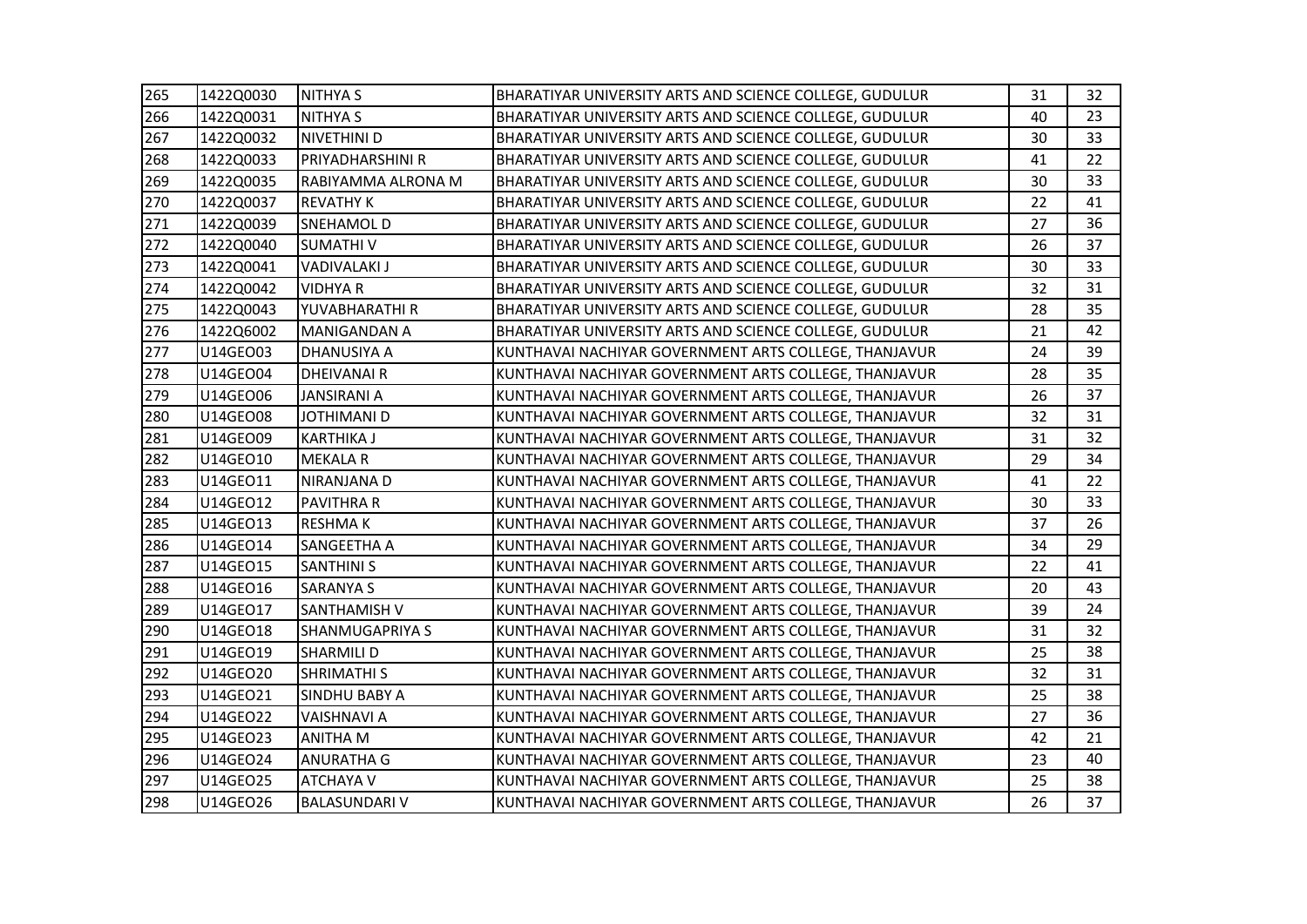| 265 | 1422Q0030 | NITHYA S | BHARATIYAR UNIVERSITY ARTS AND SCIENCE COLLEGE, GUDULUR | 31 | 32 |
|---|---|---|---|---|---|
| 266 | 1422Q0031 | NITHYA S | BHARATIYAR UNIVERSITY ARTS AND SCIENCE COLLEGE, GUDULUR | 40 | 23 |
| 267 | 1422Q0032 | NIVETHINI D | BHARATIYAR UNIVERSITY ARTS AND SCIENCE COLLEGE, GUDULUR | 30 | 33 |
| 268 | 1422Q0033 | PRIYADHARSHINI R | BHARATIYAR UNIVERSITY ARTS AND SCIENCE COLLEGE, GUDULUR | 41 | 22 |
| 269 | 1422Q0035 | RABIYAMMA ALRONA M | BHARATIYAR UNIVERSITY ARTS AND SCIENCE COLLEGE, GUDULUR | 30 | 33 |
| 270 | 1422Q0037 | REVATHY K | BHARATIYAR UNIVERSITY ARTS AND SCIENCE COLLEGE, GUDULUR | 22 | 41 |
| 271 | 1422Q0039 | SNEHAMOL D | BHARATIYAR UNIVERSITY ARTS AND SCIENCE COLLEGE, GUDULUR | 27 | 36 |
| 272 | 1422Q0040 | SUMATHI V | BHARATIYAR UNIVERSITY ARTS AND SCIENCE COLLEGE, GUDULUR | 26 | 37 |
| 273 | 1422Q0041 | VADIVALAKI J | BHARATIYAR UNIVERSITY ARTS AND SCIENCE COLLEGE, GUDULUR | 30 | 33 |
| 274 | 1422Q0042 | VIDHYA R | BHARATIYAR UNIVERSITY ARTS AND SCIENCE COLLEGE, GUDULUR | 32 | 31 |
| 275 | 1422Q0043 | YUVABHARATHI R | BHARATIYAR UNIVERSITY ARTS AND SCIENCE COLLEGE, GUDULUR | 28 | 35 |
| 276 | 1422Q6002 | MANIGANDAN A | BHARATIYAR UNIVERSITY ARTS AND SCIENCE COLLEGE, GUDULUR | 21 | 42 |
| 277 | U14GEO03 | DHANUSIYA A | KUNTHAVAI NACHIYAR GOVERNMENT ARTS COLLEGE, THANJAVUR | 24 | 39 |
| 278 | U14GEO04 | DHEIVANAI R | KUNTHAVAI NACHIYAR GOVERNMENT ARTS COLLEGE, THANJAVUR | 28 | 35 |
| 279 | U14GEO06 | JANSIRANI A | KUNTHAVAI NACHIYAR GOVERNMENT ARTS COLLEGE, THANJAVUR | 26 | 37 |
| 280 | U14GEO08 | JOTHIMANI D | KUNTHAVAI NACHIYAR GOVERNMENT ARTS COLLEGE, THANJAVUR | 32 | 31 |
| 281 | U14GEO09 | KARTHIKA J | KUNTHAVAI NACHIYAR GOVERNMENT ARTS COLLEGE, THANJAVUR | 31 | 32 |
| 282 | U14GEO10 | MEKALA R | KUNTHAVAI NACHIYAR GOVERNMENT ARTS COLLEGE, THANJAVUR | 29 | 34 |
| 283 | U14GEO11 | NIRANJANA D | KUNTHAVAI NACHIYAR GOVERNMENT ARTS COLLEGE, THANJAVUR | 41 | 22 |
| 284 | U14GEO12 | PAVITHRA R | KUNTHAVAI NACHIYAR GOVERNMENT ARTS COLLEGE, THANJAVUR | 30 | 33 |
| 285 | U14GEO13 | RESHMA K | KUNTHAVAI NACHIYAR GOVERNMENT ARTS COLLEGE, THANJAVUR | 37 | 26 |
| 286 | U14GEO14 | SANGEETHA A | KUNTHAVAI NACHIYAR GOVERNMENT ARTS COLLEGE, THANJAVUR | 34 | 29 |
| 287 | U14GEO15 | SANTHINI S | KUNTHAVAI NACHIYAR GOVERNMENT ARTS COLLEGE, THANJAVUR | 22 | 41 |
| 288 | U14GEO16 | SARANYA S | KUNTHAVAI NACHIYAR GOVERNMENT ARTS COLLEGE, THANJAVUR | 20 | 43 |
| 289 | U14GEO17 | SANTHAMISH V | KUNTHAVAI NACHIYAR GOVERNMENT ARTS COLLEGE, THANJAVUR | 39 | 24 |
| 290 | U14GEO18 | SHANMUGAPRIYA S | KUNTHAVAI NACHIYAR GOVERNMENT ARTS COLLEGE, THANJAVUR | 31 | 32 |
| 291 | U14GEO19 | SHARMILI D | KUNTHAVAI NACHIYAR GOVERNMENT ARTS COLLEGE, THANJAVUR | 25 | 38 |
| 292 | U14GEO20 | SHRIMATHI S | KUNTHAVAI NACHIYAR GOVERNMENT ARTS COLLEGE, THANJAVUR | 32 | 31 |
| 293 | U14GEO21 | SINDHU BABY A | KUNTHAVAI NACHIYAR GOVERNMENT ARTS COLLEGE, THANJAVUR | 25 | 38 |
| 294 | U14GEO22 | VAISHNAVI A | KUNTHAVAI NACHIYAR GOVERNMENT ARTS COLLEGE, THANJAVUR | 27 | 36 |
| 295 | U14GEO23 | ANITHA M | KUNTHAVAI NACHIYAR GOVERNMENT ARTS COLLEGE, THANJAVUR | 42 | 21 |
| 296 | U14GEO24 | ANURATHA G | KUNTHAVAI NACHIYAR GOVERNMENT ARTS COLLEGE, THANJAVUR | 23 | 40 |
| 297 | U14GEO25 | ATCHAYA V | KUNTHAVAI NACHIYAR GOVERNMENT ARTS COLLEGE, THANJAVUR | 25 | 38 |
| 298 | U14GEO26 | BALASUNDARI V | KUNTHAVAI NACHIYAR GOVERNMENT ARTS COLLEGE, THANJAVUR | 26 | 37 |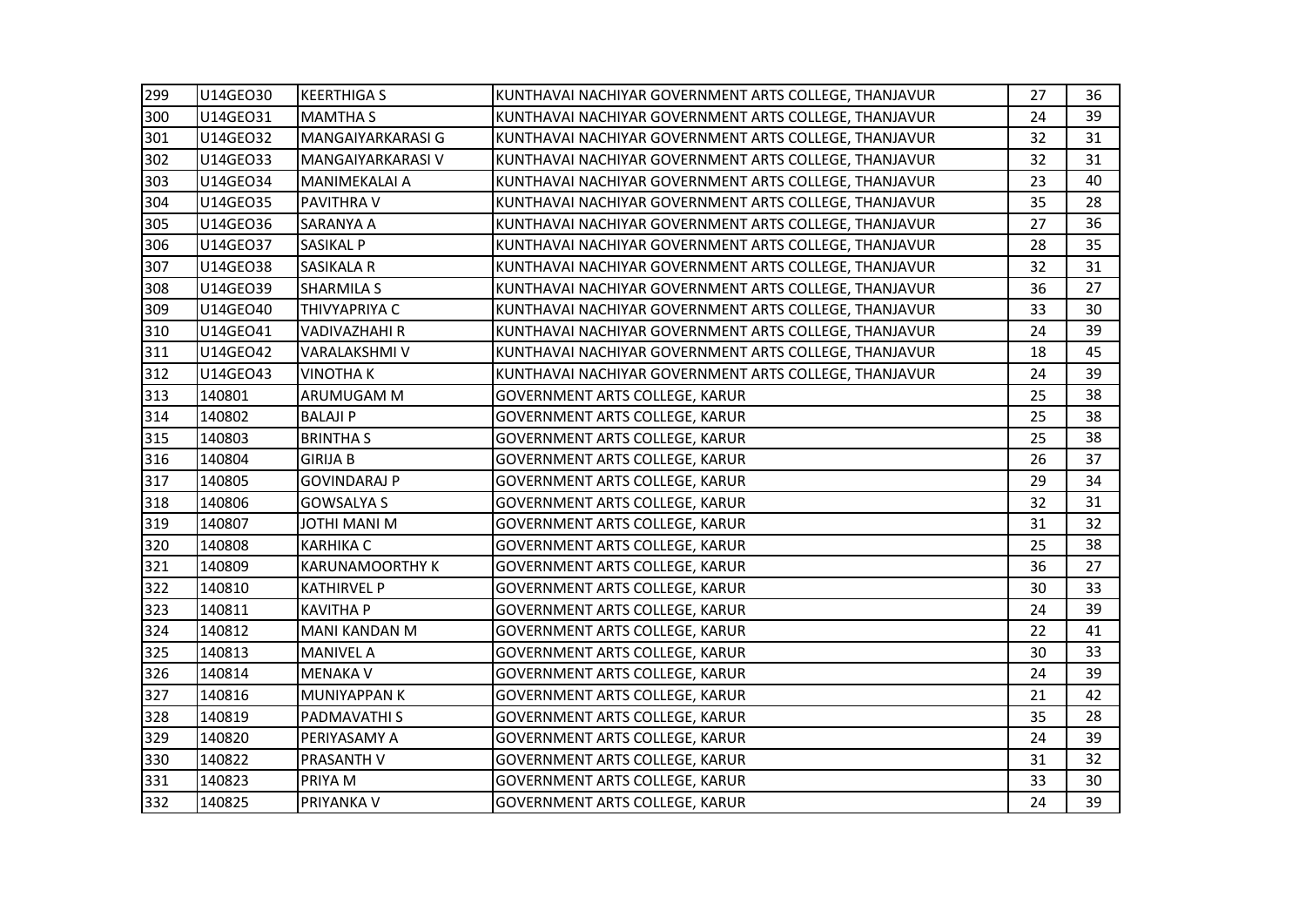| | | | | | |
|---|---|---|---|---|---|
| 299 | U14GEO30 | KEERTHIGA S | KUNTHAVAI NACHIYAR GOVERNMENT ARTS COLLEGE, THANJAVUR | 27 | 36 |
| 300 | U14GEO31 | MAMTHA S | KUNTHAVAI NACHIYAR GOVERNMENT ARTS COLLEGE, THANJAVUR | 24 | 39 |
| 301 | U14GEO32 | MANGAIYARKARASI G | KUNTHAVAI NACHIYAR GOVERNMENT ARTS COLLEGE, THANJAVUR | 32 | 31 |
| 302 | U14GEO33 | MANGAIYARKARASI V | KUNTHAVAI NACHIYAR GOVERNMENT ARTS COLLEGE, THANJAVUR | 32 | 31 |
| 303 | U14GEO34 | MANIMEKALAI A | KUNTHAVAI NACHIYAR GOVERNMENT ARTS COLLEGE, THANJAVUR | 23 | 40 |
| 304 | U14GEO35 | PAVITHRA V | KUNTHAVAI NACHIYAR GOVERNMENT ARTS COLLEGE, THANJAVUR | 35 | 28 |
| 305 | U14GEO36 | SARANYA A | KUNTHAVAI NACHIYAR GOVERNMENT ARTS COLLEGE, THANJAVUR | 27 | 36 |
| 306 | U14GEO37 | SASIKAL P | KUNTHAVAI NACHIYAR GOVERNMENT ARTS COLLEGE, THANJAVUR | 28 | 35 |
| 307 | U14GEO38 | SASIKALA R | KUNTHAVAI NACHIYAR GOVERNMENT ARTS COLLEGE, THANJAVUR | 32 | 31 |
| 308 | U14GEO39 | SHARMILA S | KUNTHAVAI NACHIYAR GOVERNMENT ARTS COLLEGE, THANJAVUR | 36 | 27 |
| 309 | U14GEO40 | THIVYAPRIYA C | KUNTHAVAI NACHIYAR GOVERNMENT ARTS COLLEGE, THANJAVUR | 33 | 30 |
| 310 | U14GEO41 | VADIVAZHAHI R | KUNTHAVAI NACHIYAR GOVERNMENT ARTS COLLEGE, THANJAVUR | 24 | 39 |
| 311 | U14GEO42 | VARALAKSHMI V | KUNTHAVAI NACHIYAR GOVERNMENT ARTS COLLEGE, THANJAVUR | 18 | 45 |
| 312 | U14GEO43 | VINOTHA K | KUNTHAVAI NACHIYAR GOVERNMENT ARTS COLLEGE, THANJAVUR | 24 | 39 |
| 313 | 140801 | ARUMUGAM M | GOVERNMENT ARTS COLLEGE, KARUR | 25 | 38 |
| 314 | 140802 | BALAJI P | GOVERNMENT ARTS COLLEGE, KARUR | 25 | 38 |
| 315 | 140803 | BRINTHA S | GOVERNMENT ARTS COLLEGE, KARUR | 25 | 38 |
| 316 | 140804 | GIRIJA B | GOVERNMENT ARTS COLLEGE, KARUR | 26 | 37 |
| 317 | 140805 | GOVINDARAJ P | GOVERNMENT ARTS COLLEGE, KARUR | 29 | 34 |
| 318 | 140806 | GOWSALYA S | GOVERNMENT ARTS COLLEGE, KARUR | 32 | 31 |
| 319 | 140807 | JOTHI MANI M | GOVERNMENT ARTS COLLEGE, KARUR | 31 | 32 |
| 320 | 140808 | KARHIKA C | GOVERNMENT ARTS COLLEGE, KARUR | 25 | 38 |
| 321 | 140809 | KARUNAMOORTHY K | GOVERNMENT ARTS COLLEGE, KARUR | 36 | 27 |
| 322 | 140810 | KATHIRVEL P | GOVERNMENT ARTS COLLEGE, KARUR | 30 | 33 |
| 323 | 140811 | KAVITHA P | GOVERNMENT ARTS COLLEGE, KARUR | 24 | 39 |
| 324 | 140812 | MANI KANDAN M | GOVERNMENT ARTS COLLEGE, KARUR | 22 | 41 |
| 325 | 140813 | MANIVEL A | GOVERNMENT ARTS COLLEGE, KARUR | 30 | 33 |
| 326 | 140814 | MENAKA V | GOVERNMENT ARTS COLLEGE, KARUR | 24 | 39 |
| 327 | 140816 | MUNIYAPPAN K | GOVERNMENT ARTS COLLEGE, KARUR | 21 | 42 |
| 328 | 140819 | PADMAVATHI S | GOVERNMENT ARTS COLLEGE, KARUR | 35 | 28 |
| 329 | 140820 | PERIYASAMY A | GOVERNMENT ARTS COLLEGE, KARUR | 24 | 39 |
| 330 | 140822 | PRASANTH V | GOVERNMENT ARTS COLLEGE, KARUR | 31 | 32 |
| 331 | 140823 | PRIYA M | GOVERNMENT ARTS COLLEGE, KARUR | 33 | 30 |
| 332 | 140825 | PRIYANKA V | GOVERNMENT ARTS COLLEGE, KARUR | 24 | 39 |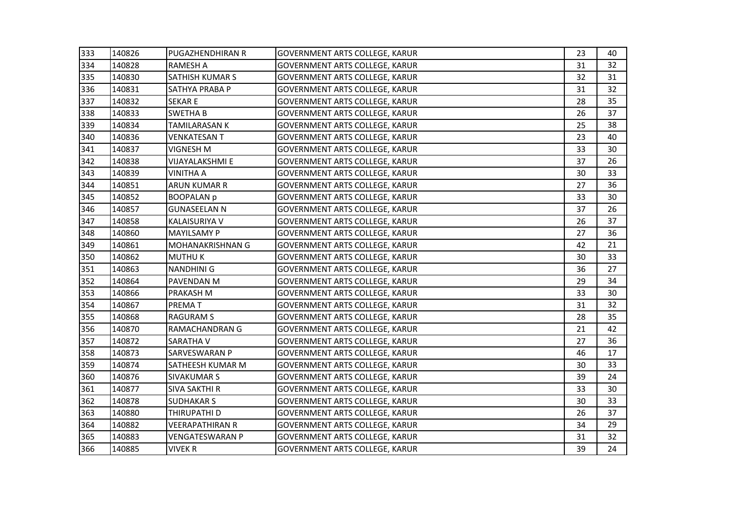| | | | | | |
|---|---|---|---|---|---|
| 333 | 140826 | PUGAZHENDHIRAN R | GOVERNMENT ARTS COLLEGE, KARUR | 23 | 40 |
| 334 | 140828 | RAMESH A | GOVERNMENT ARTS COLLEGE, KARUR | 31 | 32 |
| 335 | 140830 | SATHISH KUMAR S | GOVERNMENT ARTS COLLEGE, KARUR | 32 | 31 |
| 336 | 140831 | SATHYA PRABA P | GOVERNMENT ARTS COLLEGE, KARUR | 31 | 32 |
| 337 | 140832 | SEKAR E | GOVERNMENT ARTS COLLEGE, KARUR | 28 | 35 |
| 338 | 140833 | SWETHA B | GOVERNMENT ARTS COLLEGE, KARUR | 26 | 37 |
| 339 | 140834 | TAMILARASAN K | GOVERNMENT ARTS COLLEGE, KARUR | 25 | 38 |
| 340 | 140836 | VENKATESAN T | GOVERNMENT ARTS COLLEGE, KARUR | 23 | 40 |
| 341 | 140837 | VIGNESH M | GOVERNMENT ARTS COLLEGE, KARUR | 33 | 30 |
| 342 | 140838 | VIJAYALAKSHMI E | GOVERNMENT ARTS COLLEGE, KARUR | 37 | 26 |
| 343 | 140839 | VINITHA A | GOVERNMENT ARTS COLLEGE, KARUR | 30 | 33 |
| 344 | 140851 | ARUN KUMAR R | GOVERNMENT ARTS COLLEGE, KARUR | 27 | 36 |
| 345 | 140852 | BOOPALAN p | GOVERNMENT ARTS COLLEGE, KARUR | 33 | 30 |
| 346 | 140857 | GUNASEELAN N | GOVERNMENT ARTS COLLEGE, KARUR | 37 | 26 |
| 347 | 140858 | KALAISURIYA V | GOVERNMENT ARTS COLLEGE, KARUR | 26 | 37 |
| 348 | 140860 | MAYILSAMY P | GOVERNMENT ARTS COLLEGE, KARUR | 27 | 36 |
| 349 | 140861 | MOHANAKRISHNAN G | GOVERNMENT ARTS COLLEGE, KARUR | 42 | 21 |
| 350 | 140862 | MUTHU K | GOVERNMENT ARTS COLLEGE, KARUR | 30 | 33 |
| 351 | 140863 | NANDHINI G | GOVERNMENT ARTS COLLEGE, KARUR | 36 | 27 |
| 352 | 140864 | PAVENDAN M | GOVERNMENT ARTS COLLEGE, KARUR | 29 | 34 |
| 353 | 140866 | PRAKASH M | GOVERNMENT ARTS COLLEGE, KARUR | 33 | 30 |
| 354 | 140867 | PREMA T | GOVERNMENT ARTS COLLEGE, KARUR | 31 | 32 |
| 355 | 140868 | RAGURAM S | GOVERNMENT ARTS COLLEGE, KARUR | 28 | 35 |
| 356 | 140870 | RAMACHANDRAN G | GOVERNMENT ARTS COLLEGE, KARUR | 21 | 42 |
| 357 | 140872 | SARATHA V | GOVERNMENT ARTS COLLEGE, KARUR | 27 | 36 |
| 358 | 140873 | SARVESWARAN P | GOVERNMENT ARTS COLLEGE, KARUR | 46 | 17 |
| 359 | 140874 | SATHEESH KUMAR M | GOVERNMENT ARTS COLLEGE, KARUR | 30 | 33 |
| 360 | 140876 | SIVAKUMAR S | GOVERNMENT ARTS COLLEGE, KARUR | 39 | 24 |
| 361 | 140877 | SIVA SAKTHI R | GOVERNMENT ARTS COLLEGE, KARUR | 33 | 30 |
| 362 | 140878 | SUDHAKAR S | GOVERNMENT ARTS COLLEGE, KARUR | 30 | 33 |
| 363 | 140880 | THIRUPATHI D | GOVERNMENT ARTS COLLEGE, KARUR | 26 | 37 |
| 364 | 140882 | VEERAPATHIRAN R | GOVERNMENT ARTS COLLEGE, KARUR | 34 | 29 |
| 365 | 140883 | VENGATESWARAN P | GOVERNMENT ARTS COLLEGE, KARUR | 31 | 32 |
| 366 | 140885 | VIVEK R | GOVERNMENT ARTS COLLEGE, KARUR | 39 | 24 |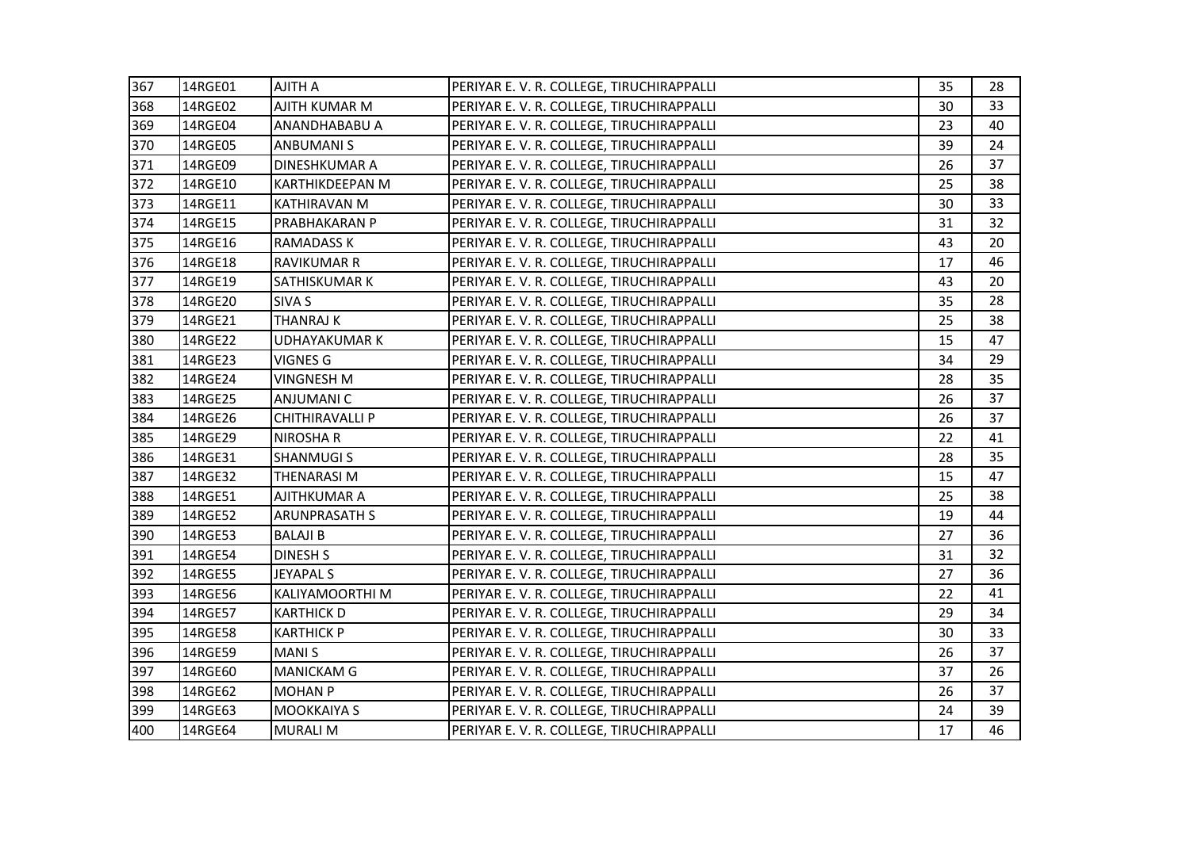| 367 | 14RGE01 | AJITH A | PERIYAR E. V. R. COLLEGE, TIRUCHIRAPPALLI | 35 | 28 |
|---|---|---|---|---|---|
| 368 | 14RGE02 | AJITH KUMAR M | PERIYAR E. V. R. COLLEGE, TIRUCHIRAPPALLI | 30 | 33 |
| 369 | 14RGE04 | ANANDHABABU A | PERIYAR E. V. R. COLLEGE, TIRUCHIRAPPALLI | 23 | 40 |
| 370 | 14RGE05 | ANBUMANI S | PERIYAR E. V. R. COLLEGE, TIRUCHIRAPPALLI | 39 | 24 |
| 371 | 14RGE09 | DINESHKUMAR A | PERIYAR E. V. R. COLLEGE, TIRUCHIRAPPALLI | 26 | 37 |
| 372 | 14RGE10 | KARTHIKDEEPAN M | PERIYAR E. V. R. COLLEGE, TIRUCHIRAPPALLI | 25 | 38 |
| 373 | 14RGE11 | KATHIRAVAN M | PERIYAR E. V. R. COLLEGE, TIRUCHIRAPPALLI | 30 | 33 |
| 374 | 14RGE15 | PRABHAKARAN P | PERIYAR E. V. R. COLLEGE, TIRUCHIRAPPALLI | 31 | 32 |
| 375 | 14RGE16 | RAMADASS K | PERIYAR E. V. R. COLLEGE, TIRUCHIRAPPALLI | 43 | 20 |
| 376 | 14RGE18 | RAVIKUMAR R | PERIYAR E. V. R. COLLEGE, TIRUCHIRAPPALLI | 17 | 46 |
| 377 | 14RGE19 | SATHISKUMAR K | PERIYAR E. V. R. COLLEGE, TIRUCHIRAPPALLI | 43 | 20 |
| 378 | 14RGE20 | SIVA S | PERIYAR E. V. R. COLLEGE, TIRUCHIRAPPALLI | 35 | 28 |
| 379 | 14RGE21 | THANRAJ K | PERIYAR E. V. R. COLLEGE, TIRUCHIRAPPALLI | 25 | 38 |
| 380 | 14RGE22 | UDHAYAKUMAR K | PERIYAR E. V. R. COLLEGE, TIRUCHIRAPPALLI | 15 | 47 |
| 381 | 14RGE23 | VIGNES G | PERIYAR E. V. R. COLLEGE, TIRUCHIRAPPALLI | 34 | 29 |
| 382 | 14RGE24 | VINGNESH M | PERIYAR E. V. R. COLLEGE, TIRUCHIRAPPALLI | 28 | 35 |
| 383 | 14RGE25 | ANJUMANI C | PERIYAR E. V. R. COLLEGE, TIRUCHIRAPPALLI | 26 | 37 |
| 384 | 14RGE26 | CHITHIRAVALLI P | PERIYAR E. V. R. COLLEGE, TIRUCHIRAPPALLI | 26 | 37 |
| 385 | 14RGE29 | NIROSHA R | PERIYAR E. V. R. COLLEGE, TIRUCHIRAPPALLI | 22 | 41 |
| 386 | 14RGE31 | SHANMUGI S | PERIYAR E. V. R. COLLEGE, TIRUCHIRAPPALLI | 28 | 35 |
| 387 | 14RGE32 | THENARASI M | PERIYAR E. V. R. COLLEGE, TIRUCHIRAPPALLI | 15 | 47 |
| 388 | 14RGE51 | AJITHKUMAR A | PERIYAR E. V. R. COLLEGE, TIRUCHIRAPPALLI | 25 | 38 |
| 389 | 14RGE52 | ARUNPRASATH S | PERIYAR E. V. R. COLLEGE, TIRUCHIRAPPALLI | 19 | 44 |
| 390 | 14RGE53 | BALAJI B | PERIYAR E. V. R. COLLEGE, TIRUCHIRAPPALLI | 27 | 36 |
| 391 | 14RGE54 | DINESH S | PERIYAR E. V. R. COLLEGE, TIRUCHIRAPPALLI | 31 | 32 |
| 392 | 14RGE55 | JEYAPAL S | PERIYAR E. V. R. COLLEGE, TIRUCHIRAPPALLI | 27 | 36 |
| 393 | 14RGE56 | KALIYAMOORTHI M | PERIYAR E. V. R. COLLEGE, TIRUCHIRAPPALLI | 22 | 41 |
| 394 | 14RGE57 | KARTHICK D | PERIYAR E. V. R. COLLEGE, TIRUCHIRAPPALLI | 29 | 34 |
| 395 | 14RGE58 | KARTHICK P | PERIYAR E. V. R. COLLEGE, TIRUCHIRAPPALLI | 30 | 33 |
| 396 | 14RGE59 | MANI S | PERIYAR E. V. R. COLLEGE, TIRUCHIRAPPALLI | 26 | 37 |
| 397 | 14RGE60 | MANICKAM G | PERIYAR E. V. R. COLLEGE, TIRUCHIRAPPALLI | 37 | 26 |
| 398 | 14RGE62 | MOHAN P | PERIYAR E. V. R. COLLEGE, TIRUCHIRAPPALLI | 26 | 37 |
| 399 | 14RGE63 | MOOKKAIYA S | PERIYAR E. V. R. COLLEGE, TIRUCHIRAPPALLI | 24 | 39 |
| 400 | 14RGE64 | MURALI M | PERIYAR E. V. R. COLLEGE, TIRUCHIRAPPALLI | 17 | 46 |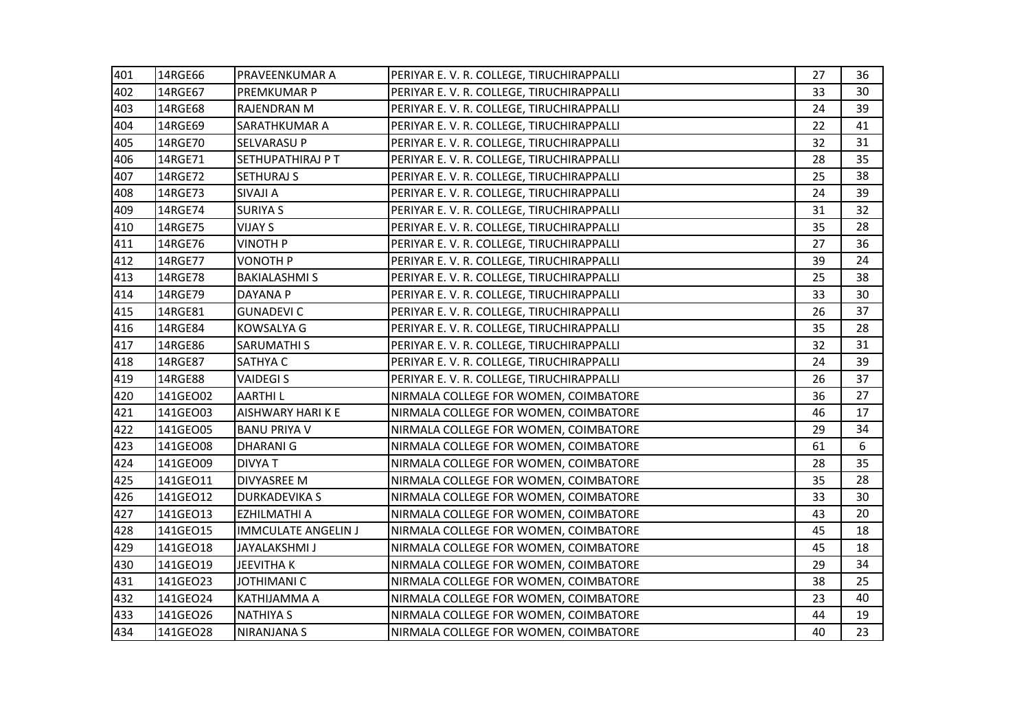| | | | | | |
|---|---|---|---|---|---|
| 401 | 14RGE66 | PRAVEENKUMAR A | PERIYAR E. V. R. COLLEGE, TIRUCHIRAPPALLI | 27 | 36 |
| 402 | 14RGE67 | PREMKUMAR P | PERIYAR E. V. R. COLLEGE, TIRUCHIRAPPALLI | 33 | 30 |
| 403 | 14RGE68 | RAJENDRAN M | PERIYAR E. V. R. COLLEGE, TIRUCHIRAPPALLI | 24 | 39 |
| 404 | 14RGE69 | SARATHKUMAR A | PERIYAR E. V. R. COLLEGE, TIRUCHIRAPPALLI | 22 | 41 |
| 405 | 14RGE70 | SELVARASU P | PERIYAR E. V. R. COLLEGE, TIRUCHIRAPPALLI | 32 | 31 |
| 406 | 14RGE71 | SETHUPATHIRAJ P T | PERIYAR E. V. R. COLLEGE, TIRUCHIRAPPALLI | 28 | 35 |
| 407 | 14RGE72 | SETHURAJ S | PERIYAR E. V. R. COLLEGE, TIRUCHIRAPPALLI | 25 | 38 |
| 408 | 14RGE73 | SIVAJI A | PERIYAR E. V. R. COLLEGE, TIRUCHIRAPPALLI | 24 | 39 |
| 409 | 14RGE74 | SURIYA S | PERIYAR E. V. R. COLLEGE, TIRUCHIRAPPALLI | 31 | 32 |
| 410 | 14RGE75 | VIJAY S | PERIYAR E. V. R. COLLEGE, TIRUCHIRAPPALLI | 35 | 28 |
| 411 | 14RGE76 | VINOTH P | PERIYAR E. V. R. COLLEGE, TIRUCHIRAPPALLI | 27 | 36 |
| 412 | 14RGE77 | VONOTH P | PERIYAR E. V. R. COLLEGE, TIRUCHIRAPPALLI | 39 | 24 |
| 413 | 14RGE78 | BAKIALASHMI S | PERIYAR E. V. R. COLLEGE, TIRUCHIRAPPALLI | 25 | 38 |
| 414 | 14RGE79 | DAYANA P | PERIYAR E. V. R. COLLEGE, TIRUCHIRAPPALLI | 33 | 30 |
| 415 | 14RGE81 | GUNADEVI C | PERIYAR E. V. R. COLLEGE, TIRUCHIRAPPALLI | 26 | 37 |
| 416 | 14RGE84 | KOWSALYA G | PERIYAR E. V. R. COLLEGE, TIRUCHIRAPPALLI | 35 | 28 |
| 417 | 14RGE86 | SARUMATHI S | PERIYAR E. V. R. COLLEGE, TIRUCHIRAPPALLI | 32 | 31 |
| 418 | 14RGE87 | SATHYA C | PERIYAR E. V. R. COLLEGE, TIRUCHIRAPPALLI | 24 | 39 |
| 419 | 14RGE88 | VAIDEGI S | PERIYAR E. V. R. COLLEGE, TIRUCHIRAPPALLI | 26 | 37 |
| 420 | 141GEO02 | AARTHI L | NIRMALA COLLEGE FOR WOMEN, COIMBATORE | 36 | 27 |
| 421 | 141GEO03 | AISHWARY HARI K E | NIRMALA COLLEGE FOR WOMEN, COIMBATORE | 46 | 17 |
| 422 | 141GEO05 | BANU PRIYA V | NIRMALA COLLEGE FOR WOMEN, COIMBATORE | 29 | 34 |
| 423 | 141GEO08 | DHARANI G | NIRMALA COLLEGE FOR WOMEN, COIMBATORE | 61 | 6 |
| 424 | 141GEO09 | DIVYA T | NIRMALA COLLEGE FOR WOMEN, COIMBATORE | 28 | 35 |
| 425 | 141GEO11 | DIVYASREE M | NIRMALA COLLEGE FOR WOMEN, COIMBATORE | 35 | 28 |
| 426 | 141GEO12 | DURKADEVIKA S | NIRMALA COLLEGE FOR WOMEN, COIMBATORE | 33 | 30 |
| 427 | 141GEO13 | EZHILMATHI A | NIRMALA COLLEGE FOR WOMEN, COIMBATORE | 43 | 20 |
| 428 | 141GEO15 | IMMCULATE ANGELIN J | NIRMALA COLLEGE FOR WOMEN, COIMBATORE | 45 | 18 |
| 429 | 141GEO18 | JAYALAKSHMI J | NIRMALA COLLEGE FOR WOMEN, COIMBATORE | 45 | 18 |
| 430 | 141GEO19 | JEEVITHA K | NIRMALA COLLEGE FOR WOMEN, COIMBATORE | 29 | 34 |
| 431 | 141GEO23 | JOTHIMANI C | NIRMALA COLLEGE FOR WOMEN, COIMBATORE | 38 | 25 |
| 432 | 141GEO24 | KATHIJAMMA A | NIRMALA COLLEGE FOR WOMEN, COIMBATORE | 23 | 40 |
| 433 | 141GEO26 | NATHIYA S | NIRMALA COLLEGE FOR WOMEN, COIMBATORE | 44 | 19 |
| 434 | 141GEO28 | NIRANJANA S | NIRMALA COLLEGE FOR WOMEN, COIMBATORE | 40 | 23 |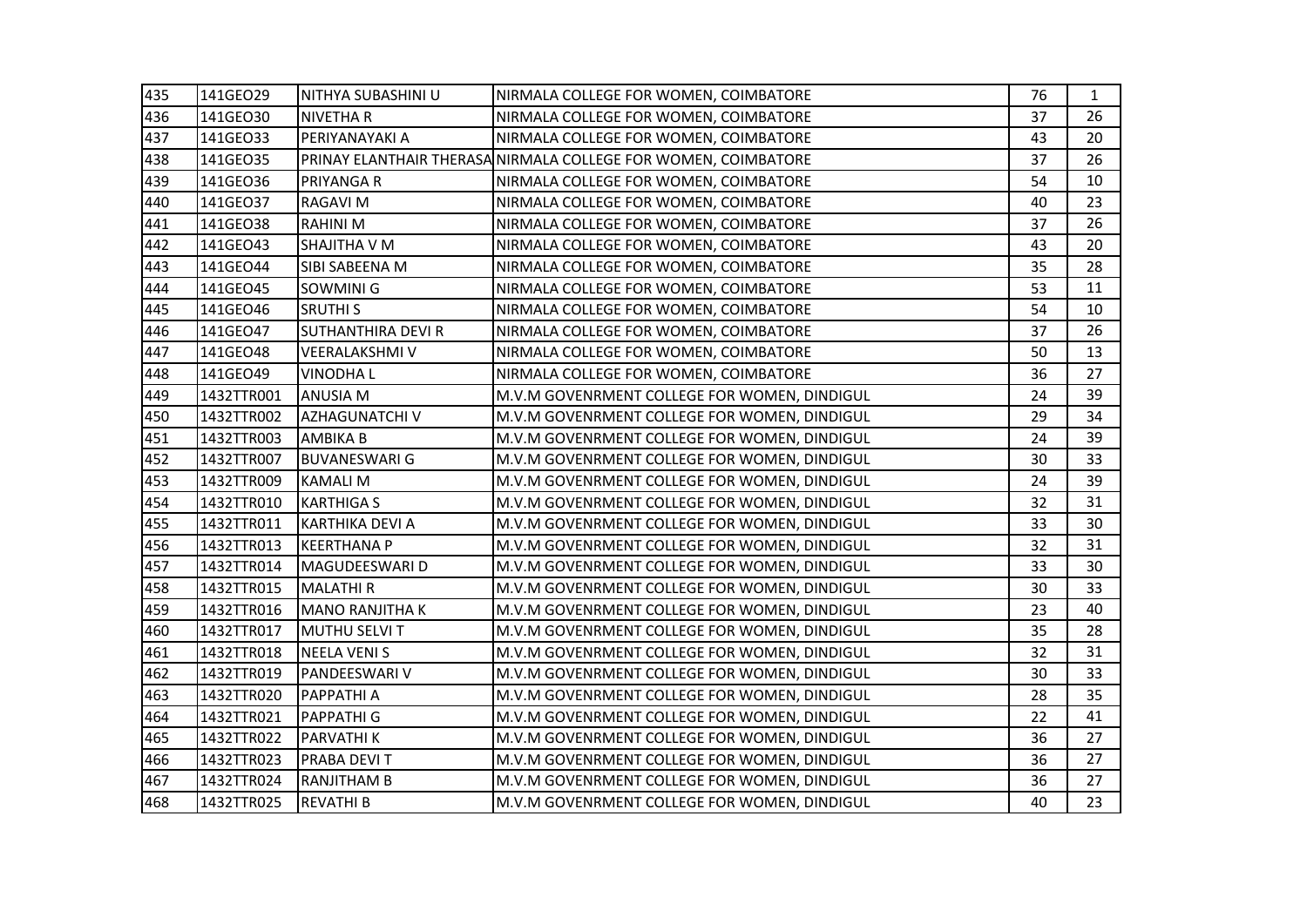| | | | | | |
|---|---|---|---|---|---|
| 435 | 141GEO29 | NITHYA SUBASHINI U | NIRMALA COLLEGE FOR WOMEN, COIMBATORE | 76 | 1 |
| 436 | 141GEO30 | NIVETHA R | NIRMALA COLLEGE FOR WOMEN, COIMBATORE | 37 | 26 |
| 437 | 141GEO33 | PERIYANAYAKI A | NIRMALA COLLEGE FOR WOMEN, COIMBATORE | 43 | 20 |
| 438 | 141GEO35 | PRINAY ELANTHAIR THERASA | NIRMALA COLLEGE FOR WOMEN, COIMBATORE | 37 | 26 |
| 439 | 141GEO36 | PRIYANGA R | NIRMALA COLLEGE FOR WOMEN, COIMBATORE | 54 | 10 |
| 440 | 141GEO37 | RAGAVI M | NIRMALA COLLEGE FOR WOMEN, COIMBATORE | 40 | 23 |
| 441 | 141GEO38 | RAHINI M | NIRMALA COLLEGE FOR WOMEN, COIMBATORE | 37 | 26 |
| 442 | 141GEO43 | SHAJITHA V M | NIRMALA COLLEGE FOR WOMEN, COIMBATORE | 43 | 20 |
| 443 | 141GEO44 | SIBI SABEENA M | NIRMALA COLLEGE FOR WOMEN, COIMBATORE | 35 | 28 |
| 444 | 141GEO45 | SOWMINI G | NIRMALA COLLEGE FOR WOMEN, COIMBATORE | 53 | 11 |
| 445 | 141GEO46 | SRUTHI S | NIRMALA COLLEGE FOR WOMEN, COIMBATORE | 54 | 10 |
| 446 | 141GEO47 | SUTHANTHIRA DEVI R | NIRMALA COLLEGE FOR WOMEN, COIMBATORE | 37 | 26 |
| 447 | 141GEO48 | VEERALAKSHMI V | NIRMALA COLLEGE FOR WOMEN, COIMBATORE | 50 | 13 |
| 448 | 141GEO49 | VINODHA L | NIRMALA COLLEGE FOR WOMEN, COIMBATORE | 36 | 27 |
| 449 | 1432TTR001 | ANUSIA M | M.V.M GOVENRMENT COLLEGE FOR WOMEN, DINDIGUL | 24 | 39 |
| 450 | 1432TTR002 | AZHAGUNATCHI V | M.V.M GOVENRMENT COLLEGE FOR WOMEN, DINDIGUL | 29 | 34 |
| 451 | 1432TTR003 | AMBIKA B | M.V.M GOVENRMENT COLLEGE FOR WOMEN, DINDIGUL | 24 | 39 |
| 452 | 1432TTR007 | BUVANESWARI G | M.V.M GOVENRMENT COLLEGE FOR WOMEN, DINDIGUL | 30 | 33 |
| 453 | 1432TTR009 | KAMALI M | M.V.M GOVENRMENT COLLEGE FOR WOMEN, DINDIGUL | 24 | 39 |
| 454 | 1432TTR010 | KARTHIGA S | M.V.M GOVENRMENT COLLEGE FOR WOMEN, DINDIGUL | 32 | 31 |
| 455 | 1432TTR011 | KARTHIKA DEVI A | M.V.M GOVENRMENT COLLEGE FOR WOMEN, DINDIGUL | 33 | 30 |
| 456 | 1432TTR013 | KEERTHANA P | M.V.M GOVENRMENT COLLEGE FOR WOMEN, DINDIGUL | 32 | 31 |
| 457 | 1432TTR014 | MAGUDEESWARI D | M.V.M GOVENRMENT COLLEGE FOR WOMEN, DINDIGUL | 33 | 30 |
| 458 | 1432TTR015 | MALATHI R | M.V.M GOVENRMENT COLLEGE FOR WOMEN, DINDIGUL | 30 | 33 |
| 459 | 1432TTR016 | MANO RANJITHA K | M.V.M GOVENRMENT COLLEGE FOR WOMEN, DINDIGUL | 23 | 40 |
| 460 | 1432TTR017 | MUTHU SELVI T | M.V.M GOVENRMENT COLLEGE FOR WOMEN, DINDIGUL | 35 | 28 |
| 461 | 1432TTR018 | NEELA VENI S | M.V.M GOVENRMENT COLLEGE FOR WOMEN, DINDIGUL | 32 | 31 |
| 462 | 1432TTR019 | PANDEESWARI V | M.V.M GOVENRMENT COLLEGE FOR WOMEN, DINDIGUL | 30 | 33 |
| 463 | 1432TTR020 | PAPPATHI A | M.V.M GOVENRMENT COLLEGE FOR WOMEN, DINDIGUL | 28 | 35 |
| 464 | 1432TTR021 | PAPPATHI G | M.V.M GOVENRMENT COLLEGE FOR WOMEN, DINDIGUL | 22 | 41 |
| 465 | 1432TTR022 | PARVATHI K | M.V.M GOVENRMENT COLLEGE FOR WOMEN, DINDIGUL | 36 | 27 |
| 466 | 1432TTR023 | PRABA DEVI T | M.V.M GOVENRMENT COLLEGE FOR WOMEN, DINDIGUL | 36 | 27 |
| 467 | 1432TTR024 | RANJITHAM B | M.V.M GOVENRMENT COLLEGE FOR WOMEN, DINDIGUL | 36 | 27 |
| 468 | 1432TTR025 | REVATHI B | M.V.M GOVENRMENT COLLEGE FOR WOMEN, DINDIGUL | 40 | 23 |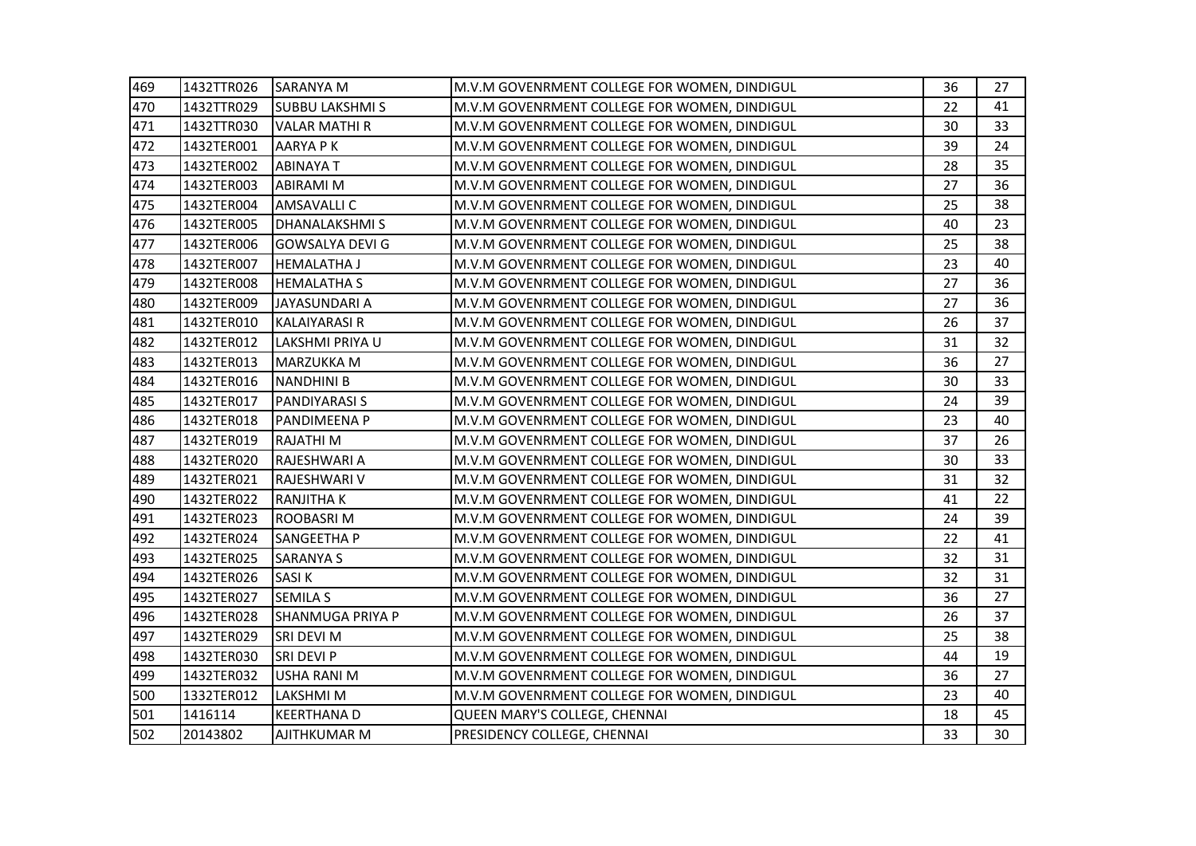| | | | | | |
|---|---|---|---|---|---|
| 469 | 1432TTR026 | SARANYA M | M.V.M GOVENRMENT COLLEGE FOR WOMEN, DINDIGUL | 36 | 27 |
| 470 | 1432TTR029 | SUBBU LAKSHMI S | M.V.M GOVENRMENT COLLEGE FOR WOMEN, DINDIGUL | 22 | 41 |
| 471 | 1432TTR030 | VALAR MATHI R | M.V.M GOVENRMENT COLLEGE FOR WOMEN, DINDIGUL | 30 | 33 |
| 472 | 1432TER001 | AARYA P K | M.V.M GOVENRMENT COLLEGE FOR WOMEN, DINDIGUL | 39 | 24 |
| 473 | 1432TER002 | ABINAYA T | M.V.M GOVENRMENT COLLEGE FOR WOMEN, DINDIGUL | 28 | 35 |
| 474 | 1432TER003 | ABIRAMI M | M.V.M GOVENRMENT COLLEGE FOR WOMEN, DINDIGUL | 27 | 36 |
| 475 | 1432TER004 | AMSAVALLI C | M.V.M GOVENRMENT COLLEGE FOR WOMEN, DINDIGUL | 25 | 38 |
| 476 | 1432TER005 | DHANALAKSHMI S | M.V.M GOVENRMENT COLLEGE FOR WOMEN, DINDIGUL | 40 | 23 |
| 477 | 1432TER006 | GOWSALYA DEVI G | M.V.M GOVENRMENT COLLEGE FOR WOMEN, DINDIGUL | 25 | 38 |
| 478 | 1432TER007 | HEMALATHA J | M.V.M GOVENRMENT COLLEGE FOR WOMEN, DINDIGUL | 23 | 40 |
| 479 | 1432TER008 | HEMALATHA S | M.V.M GOVENRMENT COLLEGE FOR WOMEN, DINDIGUL | 27 | 36 |
| 480 | 1432TER009 | JAYASUNDARI A | M.V.M GOVENRMENT COLLEGE FOR WOMEN, DINDIGUL | 27 | 36 |
| 481 | 1432TER010 | KALAIYARASI R | M.V.M GOVENRMENT COLLEGE FOR WOMEN, DINDIGUL | 26 | 37 |
| 482 | 1432TER012 | LAKSHMI PRIYA U | M.V.M GOVENRMENT COLLEGE FOR WOMEN, DINDIGUL | 31 | 32 |
| 483 | 1432TER013 | MARZUKKA M | M.V.M GOVENRMENT COLLEGE FOR WOMEN, DINDIGUL | 36 | 27 |
| 484 | 1432TER016 | NANDHINI B | M.V.M GOVENRMENT COLLEGE FOR WOMEN, DINDIGUL | 30 | 33 |
| 485 | 1432TER017 | PANDIYARASI S | M.V.M GOVENRMENT COLLEGE FOR WOMEN, DINDIGUL | 24 | 39 |
| 486 | 1432TER018 | PANDIMEENA P | M.V.M GOVENRMENT COLLEGE FOR WOMEN, DINDIGUL | 23 | 40 |
| 487 | 1432TER019 | RAJATHI M | M.V.M GOVENRMENT COLLEGE FOR WOMEN, DINDIGUL | 37 | 26 |
| 488 | 1432TER020 | RAJESHWARI A | M.V.M GOVENRMENT COLLEGE FOR WOMEN, DINDIGUL | 30 | 33 |
| 489 | 1432TER021 | RAJESHWARI V | M.V.M GOVENRMENT COLLEGE FOR WOMEN, DINDIGUL | 31 | 32 |
| 490 | 1432TER022 | RANJITHA K | M.V.M GOVENRMENT COLLEGE FOR WOMEN, DINDIGUL | 41 | 22 |
| 491 | 1432TER023 | ROOBASRI M | M.V.M GOVENRMENT COLLEGE FOR WOMEN, DINDIGUL | 24 | 39 |
| 492 | 1432TER024 | SANGEETHA P | M.V.M GOVENRMENT COLLEGE FOR WOMEN, DINDIGUL | 22 | 41 |
| 493 | 1432TER025 | SARANYA S | M.V.M GOVENRMENT COLLEGE FOR WOMEN, DINDIGUL | 32 | 31 |
| 494 | 1432TER026 | SASI K | M.V.M GOVENRMENT COLLEGE FOR WOMEN, DINDIGUL | 32 | 31 |
| 495 | 1432TER027 | SEMILA S | M.V.M GOVENRMENT COLLEGE FOR WOMEN, DINDIGUL | 36 | 27 |
| 496 | 1432TER028 | SHANMUGA PRIYA P | M.V.M GOVENRMENT COLLEGE FOR WOMEN, DINDIGUL | 26 | 37 |
| 497 | 1432TER029 | SRI DEVI M | M.V.M GOVENRMENT COLLEGE FOR WOMEN, DINDIGUL | 25 | 38 |
| 498 | 1432TER030 | SRI DEVI P | M.V.M GOVENRMENT COLLEGE FOR WOMEN, DINDIGUL | 44 | 19 |
| 499 | 1432TER032 | USHA RANI M | M.V.M GOVENRMENT COLLEGE FOR WOMEN, DINDIGUL | 36 | 27 |
| 500 | 1332TER012 | LAKSHMI M | M.V.M GOVENRMENT COLLEGE FOR WOMEN, DINDIGUL | 23 | 40 |
| 501 | 1416114 | KEERTHANA D | QUEEN MARY'S COLLEGE, CHENNAI | 18 | 45 |
| 502 | 20143802 | AJITHKUMAR M | PRESIDENCY COLLEGE, CHENNAI | 33 | 30 |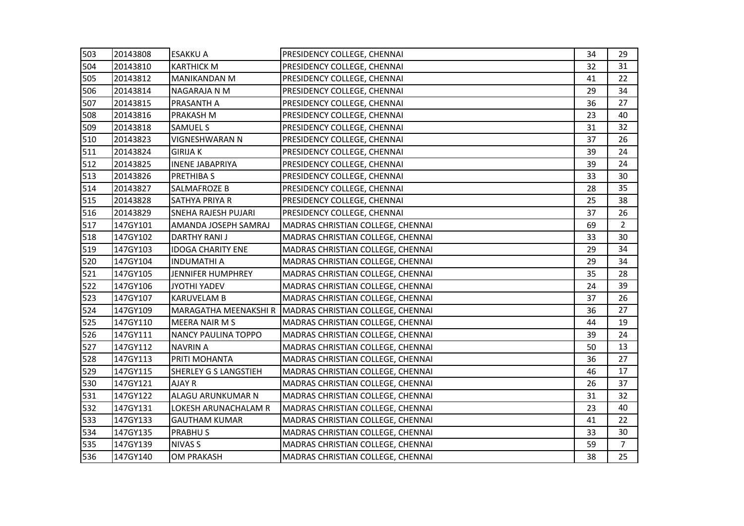| 503 | 20143808 | ESAKKU A | PRESIDENCY COLLEGE, CHENNAI | 34 | 29 |
|---|---|---|---|---|---|
| 504 | 20143810 | KARTHICK M | PRESIDENCY COLLEGE, CHENNAI | 32 | 31 |
| 505 | 20143812 | MANIKANDAN M | PRESIDENCY COLLEGE, CHENNAI | 41 | 22 |
| 506 | 20143814 | NAGARAJA N M | PRESIDENCY COLLEGE, CHENNAI | 29 | 34 |
| 507 | 20143815 | PRASANTH A | PRESIDENCY COLLEGE, CHENNAI | 36 | 27 |
| 508 | 20143816 | PRAKASH M | PRESIDENCY COLLEGE, CHENNAI | 23 | 40 |
| 509 | 20143818 | SAMUEL S | PRESIDENCY COLLEGE, CHENNAI | 31 | 32 |
| 510 | 20143823 | VIGNESHWARAN N | PRESIDENCY COLLEGE, CHENNAI | 37 | 26 |
| 511 | 20143824 | GIRIJA K | PRESIDENCY COLLEGE, CHENNAI | 39 | 24 |
| 512 | 20143825 | INENE JABAPRIYA | PRESIDENCY COLLEGE, CHENNAI | 39 | 24 |
| 513 | 20143826 | PRETHIBA S | PRESIDENCY COLLEGE, CHENNAI | 33 | 30 |
| 514 | 20143827 | SALMAFROZE B | PRESIDENCY COLLEGE, CHENNAI | 28 | 35 |
| 515 | 20143828 | SATHYA PRIYA R | PRESIDENCY COLLEGE, CHENNAI | 25 | 38 |
| 516 | 20143829 | SNEHA RAJESH PUJARI | PRESIDENCY COLLEGE, CHENNAI | 37 | 26 |
| 517 | 147GY101 | AMANDA JOSEPH SAMRAJ | MADRAS CHRISTIAN COLLEGE, CHENNAI | 69 | 2 |
| 518 | 147GY102 | DARTHY RANI J | MADRAS CHRISTIAN COLLEGE, CHENNAI | 33 | 30 |
| 519 | 147GY103 | IDOGA CHARITY ENE | MADRAS CHRISTIAN COLLEGE, CHENNAI | 29 | 34 |
| 520 | 147GY104 | INDUMATHI A | MADRAS CHRISTIAN COLLEGE, CHENNAI | 29 | 34 |
| 521 | 147GY105 | JENNIFER HUMPHREY | MADRAS CHRISTIAN COLLEGE, CHENNAI | 35 | 28 |
| 522 | 147GY106 | JYOTHI YADEV | MADRAS CHRISTIAN COLLEGE, CHENNAI | 24 | 39 |
| 523 | 147GY107 | KARUVELAM B | MADRAS CHRISTIAN COLLEGE, CHENNAI | 37 | 26 |
| 524 | 147GY109 | MARAGATHA MEENAKSHI R | MADRAS CHRISTIAN COLLEGE, CHENNAI | 36 | 27 |
| 525 | 147GY110 | MEERA NAIR M S | MADRAS CHRISTIAN COLLEGE, CHENNAI | 44 | 19 |
| 526 | 147GY111 | NANCY PAULINA TOPPO | MADRAS CHRISTIAN COLLEGE, CHENNAI | 39 | 24 |
| 527 | 147GY112 | NAVRIN A | MADRAS CHRISTIAN COLLEGE, CHENNAI | 50 | 13 |
| 528 | 147GY113 | PRITI MOHANTA | MADRAS CHRISTIAN COLLEGE, CHENNAI | 36 | 27 |
| 529 | 147GY115 | SHERLEY G S LANGSTIEH | MADRAS CHRISTIAN COLLEGE, CHENNAI | 46 | 17 |
| 530 | 147GY121 | AJAY R | MADRAS CHRISTIAN COLLEGE, CHENNAI | 26 | 37 |
| 531 | 147GY122 | ALAGU ARUNKUMAR N | MADRAS CHRISTIAN COLLEGE, CHENNAI | 31 | 32 |
| 532 | 147GY131 | LOKESH ARUNACHALAM R | MADRAS CHRISTIAN COLLEGE, CHENNAI | 23 | 40 |
| 533 | 147GY133 | GAUTHAM KUMAR | MADRAS CHRISTIAN COLLEGE, CHENNAI | 41 | 22 |
| 534 | 147GY135 | PRABHU S | MADRAS CHRISTIAN COLLEGE, CHENNAI | 33 | 30 |
| 535 | 147GY139 | NIVAS S | MADRAS CHRISTIAN COLLEGE, CHENNAI | 59 | 7 |
| 536 | 147GY140 | OM PRAKASH | MADRAS CHRISTIAN COLLEGE, CHENNAI | 38 | 25 |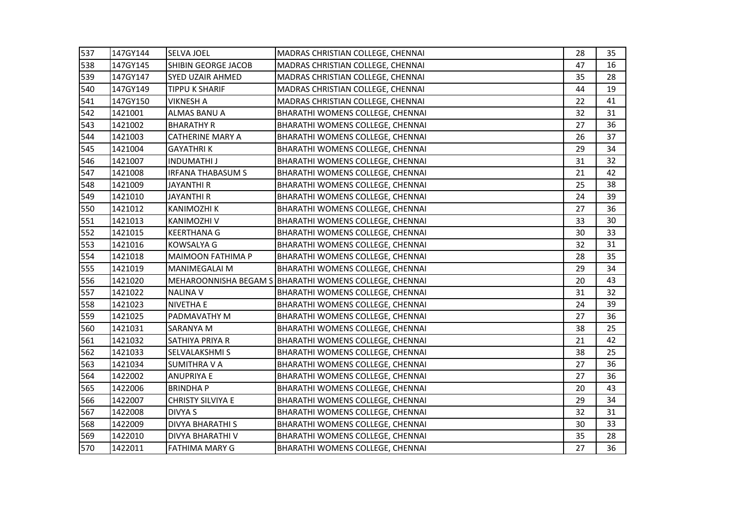| 537 | 147GY144 | SELVA JOEL | MADRAS CHRISTIAN COLLEGE, CHENNAI | 28 | 35 |
|---|---|---|---|---|---|
| 538 | 147GY145 | SHIBIN GEORGE JACOB | MADRAS CHRISTIAN COLLEGE, CHENNAI | 47 | 16 |
| 539 | 147GY147 | SYED UZAIR AHMED | MADRAS CHRISTIAN COLLEGE, CHENNAI | 35 | 28 |
| 540 | 147GY149 | TIPPU K SHARIF | MADRAS CHRISTIAN COLLEGE, CHENNAI | 44 | 19 |
| 541 | 147GY150 | VIKNESH A | MADRAS CHRISTIAN COLLEGE, CHENNAI | 22 | 41 |
| 542 | 1421001 | ALMAS BANU A | BHARATHI WOMENS COLLEGE, CHENNAI | 32 | 31 |
| 543 | 1421002 | BHARATHY R | BHARATHI WOMENS COLLEGE, CHENNAI | 27 | 36 |
| 544 | 1421003 | CATHERINE MARY A | BHARATHI WOMENS COLLEGE, CHENNAI | 26 | 37 |
| 545 | 1421004 | GAYATHRI K | BHARATHI WOMENS COLLEGE, CHENNAI | 29 | 34 |
| 546 | 1421007 | INDUMATHI J | BHARATHI WOMENS COLLEGE, CHENNAI | 31 | 32 |
| 547 | 1421008 | IRFANA THABASUM S | BHARATHI WOMENS COLLEGE, CHENNAI | 21 | 42 |
| 548 | 1421009 | JAYANTHI R | BHARATHI WOMENS COLLEGE, CHENNAI | 25 | 38 |
| 549 | 1421010 | JAYANTHI R | BHARATHI WOMENS COLLEGE, CHENNAI | 24 | 39 |
| 550 | 1421012 | KANIMOZHI K | BHARATHI WOMENS COLLEGE, CHENNAI | 27 | 36 |
| 551 | 1421013 | KANIMOZHI V | BHARATHI WOMENS COLLEGE, CHENNAI | 33 | 30 |
| 552 | 1421015 | KEERTHANA G | BHARATHI WOMENS COLLEGE, CHENNAI | 30 | 33 |
| 553 | 1421016 | KOWSALYA G | BHARATHI WOMENS COLLEGE, CHENNAI | 32 | 31 |
| 554 | 1421018 | MAIMOON FATHIMA P | BHARATHI WOMENS COLLEGE, CHENNAI | 28 | 35 |
| 555 | 1421019 | MANIMEGALAI M | BHARATHI WOMENS COLLEGE, CHENNAI | 29 | 34 |
| 556 | 1421020 | MEHAROONNISHA BEGAM S | BHARATHI WOMENS COLLEGE, CHENNAI | 20 | 43 |
| 557 | 1421022 | NALINA V | BHARATHI WOMENS COLLEGE, CHENNAI | 31 | 32 |
| 558 | 1421023 | NIVETHA E | BHARATHI WOMENS COLLEGE, CHENNAI | 24 | 39 |
| 559 | 1421025 | PADMAVATHY M | BHARATHI WOMENS COLLEGE, CHENNAI | 27 | 36 |
| 560 | 1421031 | SARANYA M | BHARATHI WOMENS COLLEGE, CHENNAI | 38 | 25 |
| 561 | 1421032 | SATHIYA PRIYA R | BHARATHI WOMENS COLLEGE, CHENNAI | 21 | 42 |
| 562 | 1421033 | SELVALAKSHMI S | BHARATHI WOMENS COLLEGE, CHENNAI | 38 | 25 |
| 563 | 1421034 | SUMITHRA V A | BHARATHI WOMENS COLLEGE, CHENNAI | 27 | 36 |
| 564 | 1422002 | ANUPRIYA E | BHARATHI WOMENS COLLEGE, CHENNAI | 27 | 36 |
| 565 | 1422006 | BRINDHA P | BHARATHI WOMENS COLLEGE, CHENNAI | 20 | 43 |
| 566 | 1422007 | CHRISTY SILVIYA E | BHARATHI WOMENS COLLEGE, CHENNAI | 29 | 34 |
| 567 | 1422008 | DIVYA S | BHARATHI WOMENS COLLEGE, CHENNAI | 32 | 31 |
| 568 | 1422009 | DIVYA BHARATHI S | BHARATHI WOMENS COLLEGE, CHENNAI | 30 | 33 |
| 569 | 1422010 | DIVYA BHARATHI V | BHARATHI WOMENS COLLEGE, CHENNAI | 35 | 28 |
| 570 | 1422011 | FATHIMA MARY G | BHARATHI WOMENS COLLEGE, CHENNAI | 27 | 36 |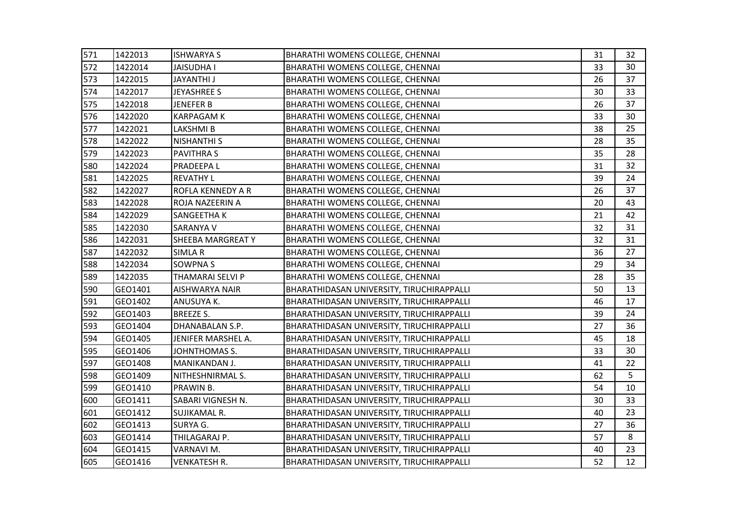| | | | | | |
|---|---|---|---|---|---|
| 571 | 1422013 | ISHWARYA S | BHARATHI WOMENS COLLEGE, CHENNAI | 31 | 32 |
| 572 | 1422014 | JAISUDHA I | BHARATHI WOMENS COLLEGE, CHENNAI | 33 | 30 |
| 573 | 1422015 | JAYANTHI J | BHARATHI WOMENS COLLEGE, CHENNAI | 26 | 37 |
| 574 | 1422017 | JEYASHREE S | BHARATHI WOMENS COLLEGE, CHENNAI | 30 | 33 |
| 575 | 1422018 | JENEFER B | BHARATHI WOMENS COLLEGE, CHENNAI | 26 | 37 |
| 576 | 1422020 | KARPAGAM K | BHARATHI WOMENS COLLEGE, CHENNAI | 33 | 30 |
| 577 | 1422021 | LAKSHMI B | BHARATHI WOMENS COLLEGE, CHENNAI | 38 | 25 |
| 578 | 1422022 | NISHANTHI S | BHARATHI WOMENS COLLEGE, CHENNAI | 28 | 35 |
| 579 | 1422023 | PAVITHRA S | BHARATHI WOMENS COLLEGE, CHENNAI | 35 | 28 |
| 580 | 1422024 | PRADEEPA L | BHARATHI WOMENS COLLEGE, CHENNAI | 31 | 32 |
| 581 | 1422025 | REVATHY L | BHARATHI WOMENS COLLEGE, CHENNAI | 39 | 24 |
| 582 | 1422027 | ROFLA KENNEDY A R | BHARATHI WOMENS COLLEGE, CHENNAI | 26 | 37 |
| 583 | 1422028 | ROJA NAZEERIN A | BHARATHI WOMENS COLLEGE, CHENNAI | 20 | 43 |
| 584 | 1422029 | SANGEETHA K | BHARATHI WOMENS COLLEGE, CHENNAI | 21 | 42 |
| 585 | 1422030 | SARANYA V | BHARATHI WOMENS COLLEGE, CHENNAI | 32 | 31 |
| 586 | 1422031 | SHEEBA MARGREAT Y | BHARATHI WOMENS COLLEGE, CHENNAI | 32 | 31 |
| 587 | 1422032 | SIMLA R | BHARATHI WOMENS COLLEGE, CHENNAI | 36 | 27 |
| 588 | 1422034 | SOWPNA S | BHARATHI WOMENS COLLEGE, CHENNAI | 29 | 34 |
| 589 | 1422035 | THAMARAI SELVI P | BHARATHI WOMENS COLLEGE, CHENNAI | 28 | 35 |
| 590 | GEO1401 | AISHWARYA NAIR | BHARATHIDASAN UNIVERSITY, TIRUCHIRAPPALLI | 50 | 13 |
| 591 | GEO1402 | ANUSUYA K. | BHARATHIDASAN UNIVERSITY, TIRUCHIRAPPALLI | 46 | 17 |
| 592 | GEO1403 | BREEZE S. | BHARATHIDASAN UNIVERSITY, TIRUCHIRAPPALLI | 39 | 24 |
| 593 | GEO1404 | DHANABALAN S.P. | BHARATHIDASAN UNIVERSITY, TIRUCHIRAPPALLI | 27 | 36 |
| 594 | GEO1405 | JENIFER MARSHEL A. | BHARATHIDASAN UNIVERSITY, TIRUCHIRAPPALLI | 45 | 18 |
| 595 | GEO1406 | JOHNTHOMAS S. | BHARATHIDASAN UNIVERSITY, TIRUCHIRAPPALLI | 33 | 30 |
| 597 | GEO1408 | MANIKANDAN J. | BHARATHIDASAN UNIVERSITY, TIRUCHIRAPPALLI | 41 | 22 |
| 598 | GEO1409 | NITHESHNIRMAL S. | BHARATHIDASAN UNIVERSITY, TIRUCHIRAPPALLI | 62 | 5 |
| 599 | GEO1410 | PRAWIN B. | BHARATHIDASAN UNIVERSITY, TIRUCHIRAPPALLI | 54 | 10 |
| 600 | GEO1411 | SABARI VIGNESH N. | BHARATHIDASAN UNIVERSITY, TIRUCHIRAPPALLI | 30 | 33 |
| 601 | GEO1412 | SUJIKAMAL R. | BHARATHIDASAN UNIVERSITY, TIRUCHIRAPPALLI | 40 | 23 |
| 602 | GEO1413 | SURYA G. | BHARATHIDASAN UNIVERSITY, TIRUCHIRAPPALLI | 27 | 36 |
| 603 | GEO1414 | THILAGARAJ P. | BHARATHIDASAN UNIVERSITY, TIRUCHIRAPPALLI | 57 | 8 |
| 604 | GEO1415 | VARNAVI M. | BHARATHIDASAN UNIVERSITY, TIRUCHIRAPPALLI | 40 | 23 |
| 605 | GEO1416 | VENKATESH R. | BHARATHIDASAN UNIVERSITY, TIRUCHIRAPPALLI | 52 | 12 |